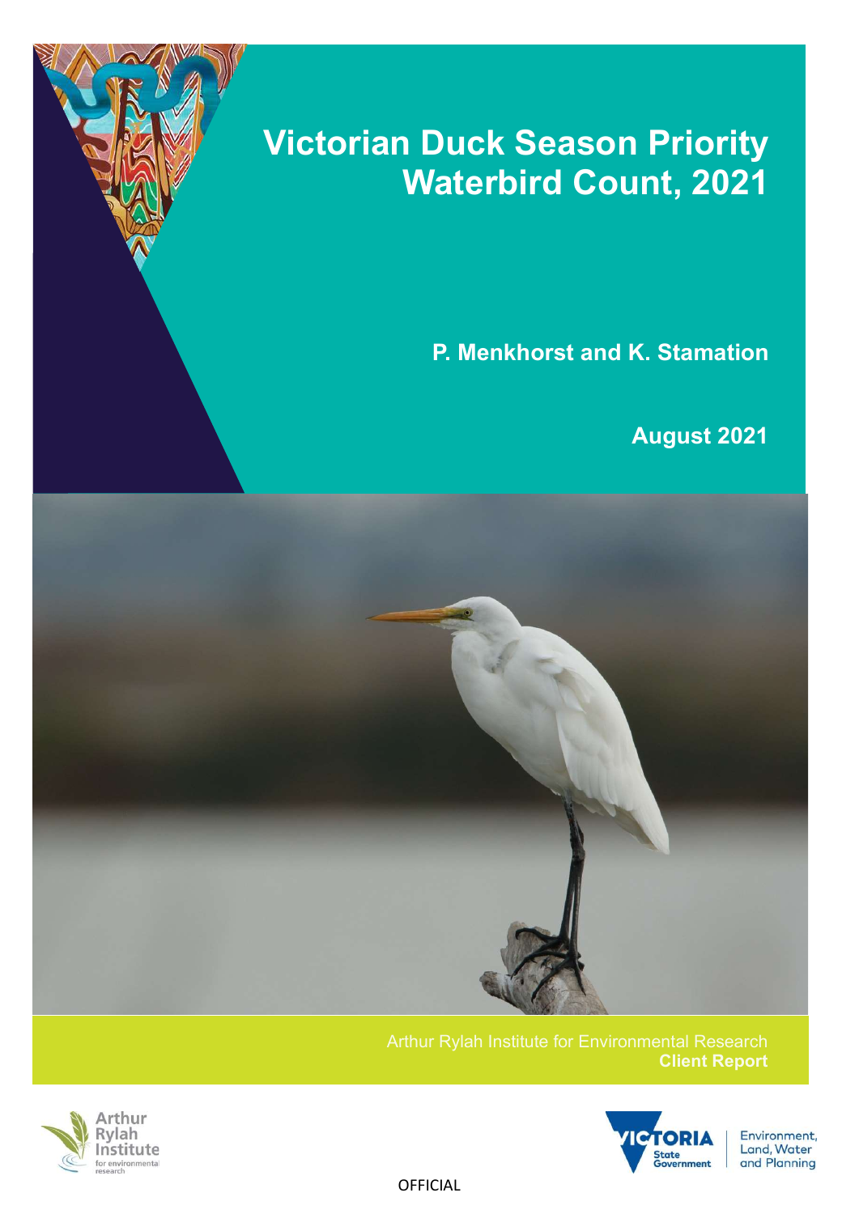# Victorian Duck Season Priority Waterbird Count, 2021

**P. Menkhorst and K. Stamation**

**August 2021**

Arthur Rylah Institute for Environmental Research
**Client Report**

Arthur Rylah Institute for environmental research

VICTORIA State Government | Environment, Land, Water and Planning

OFFICIAL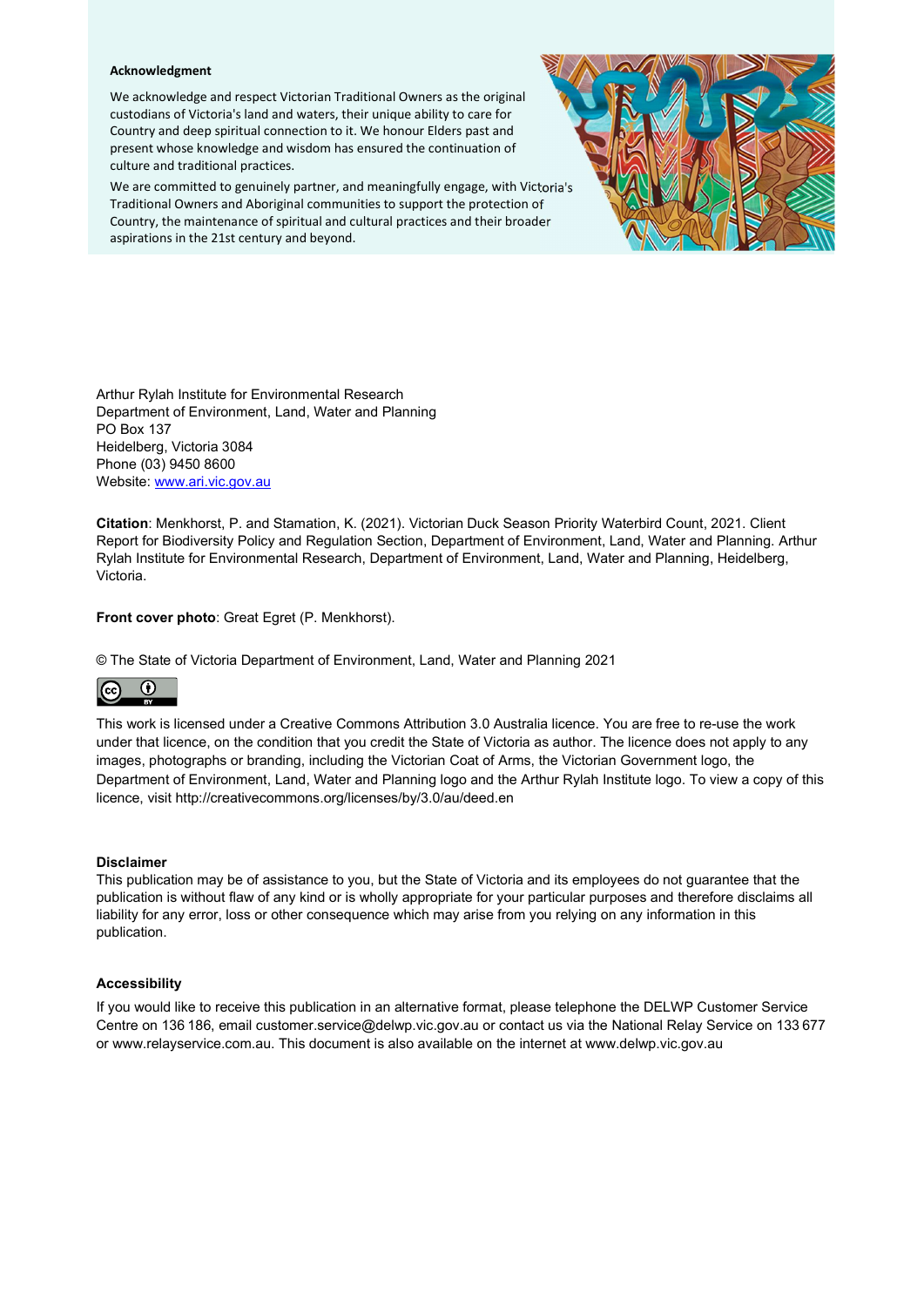**Acknowledgment**

We acknowledge and respect Victorian Traditional Owners as the original custodians of Victoria's land and waters, their unique ability to care for Country and deep spiritual connection to it. We honour Elders past and present whose knowledge and wisdom has ensured the continuation of culture and traditional practices.

We are committed to genuinely partner, and meaningfully engage, with Victoria's Traditional Owners and Aboriginal communities to support the protection of Country, the maintenance of spiritual and cultural practices and their broader aspirations in the 21st century and beyond.

Arthur Rylah Institute for Environmental Research
Department of Environment, Land, Water and Planning
PO Box 137
Heidelberg, Victoria 3084
Phone (03) 9450 8600
Website: www.ari.vic.gov.au

**Citation**: Menkhorst, P. and Stamation, K. (2021). Victorian Duck Season Priority Waterbird Count, 2021. Client Report for Biodiversity Policy and Regulation Section, Department of Environment, Land, Water and Planning. Arthur Rylah Institute for Environmental Research, Department of Environment, Land, Water and Planning, Heidelberg, Victoria.

**Front cover photo**: Great Egret (P. Menkhorst).

© The State of Victoria Department of Environment, Land, Water and Planning 2021

This work is licensed under a Creative Commons Attribution 3.0 Australia licence. You are free to re-use the work under that licence, on the condition that you credit the State of Victoria as author. The licence does not apply to any images, photographs or branding, including the Victorian Coat of Arms, the Victorian Government logo, the Department of Environment, Land, Water and Planning logo and the Arthur Rylah Institute logo. To view a copy of this licence, visit http://creativecommons.org/licenses/by/3.0/au/deed.en

**Disclaimer**
This publication may be of assistance to you, but the State of Victoria and its employees do not guarantee that the publication is without flaw of any kind or is wholly appropriate for your particular purposes and therefore disclaims all liability for any error, loss or other consequence which may arise from you relying on any information in this publication.

**Accessibility**
If you would like to receive this publication in an alternative format, please telephone the DELWP Customer Service Centre on 136 186, email customer.service@delwp.vic.gov.au or contact us via the National Relay Service on 133 677 or www.relayservice.com.au. This document is also available on the internet at www.delwp.vic.gov.au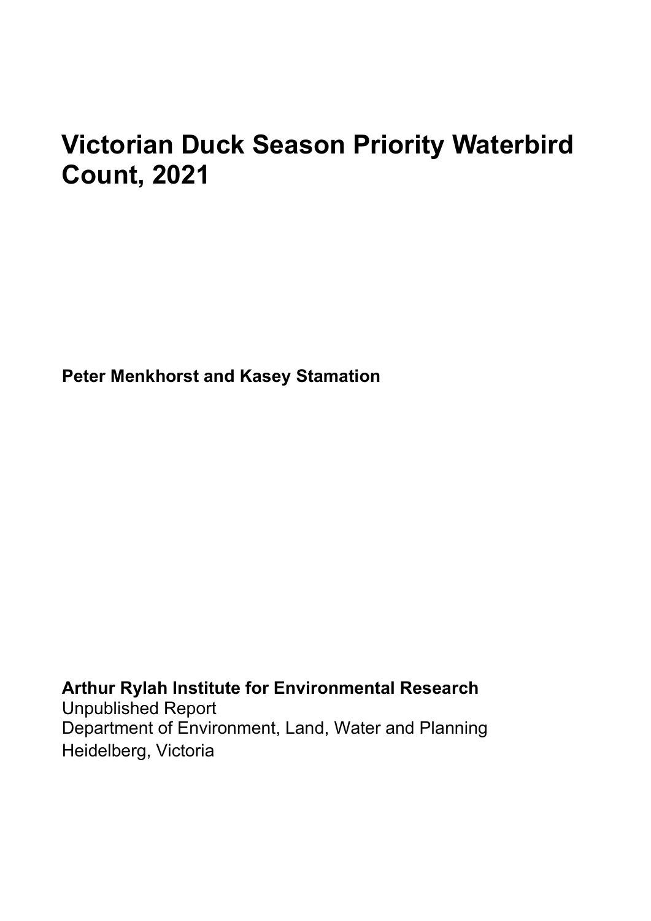# Victorian Duck Season Priority Waterbird Count, 2021

**Peter Menkhorst and Kasey Stamation**

**Arthur Rylah Institute for Environmental Research**

Unpublished Report

Department of Environment, Land, Water and Planning

Heidelberg, Victoria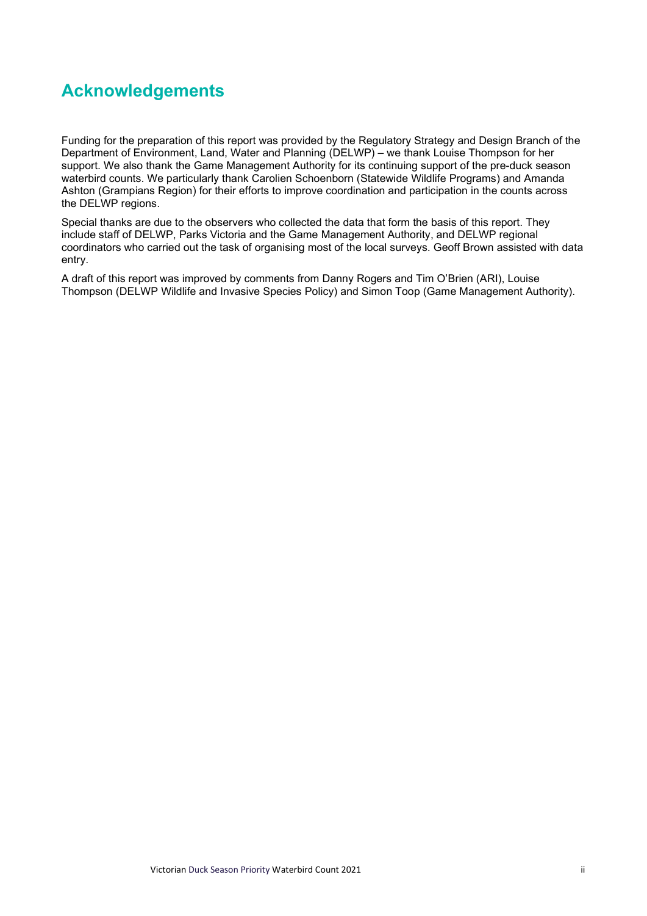# Acknowledgements

Funding for the preparation of this report was provided by the Regulatory Strategy and Design Branch of the Department of Environment, Land, Water and Planning (DELWP) – we thank Louise Thompson for her support. We also thank the Game Management Authority for its continuing support of the pre-duck season waterbird counts. We particularly thank Carolien Schoenborn (Statewide Wildlife Programs) and Amanda Ashton (Grampians Region) for their efforts to improve coordination and participation in the counts across the DELWP regions.

Special thanks are due to the observers who collected the data that form the basis of this report. They include staff of DELWP, Parks Victoria and the Game Management Authority, and DELWP regional coordinators who carried out the task of organising most of the local surveys. Geoff Brown assisted with data entry.

A draft of this report was improved by comments from Danny Rogers and Tim O'Brien (ARI), Louise Thompson (DELWP Wildlife and Invasive Species Policy) and Simon Toop (Game Management Authority).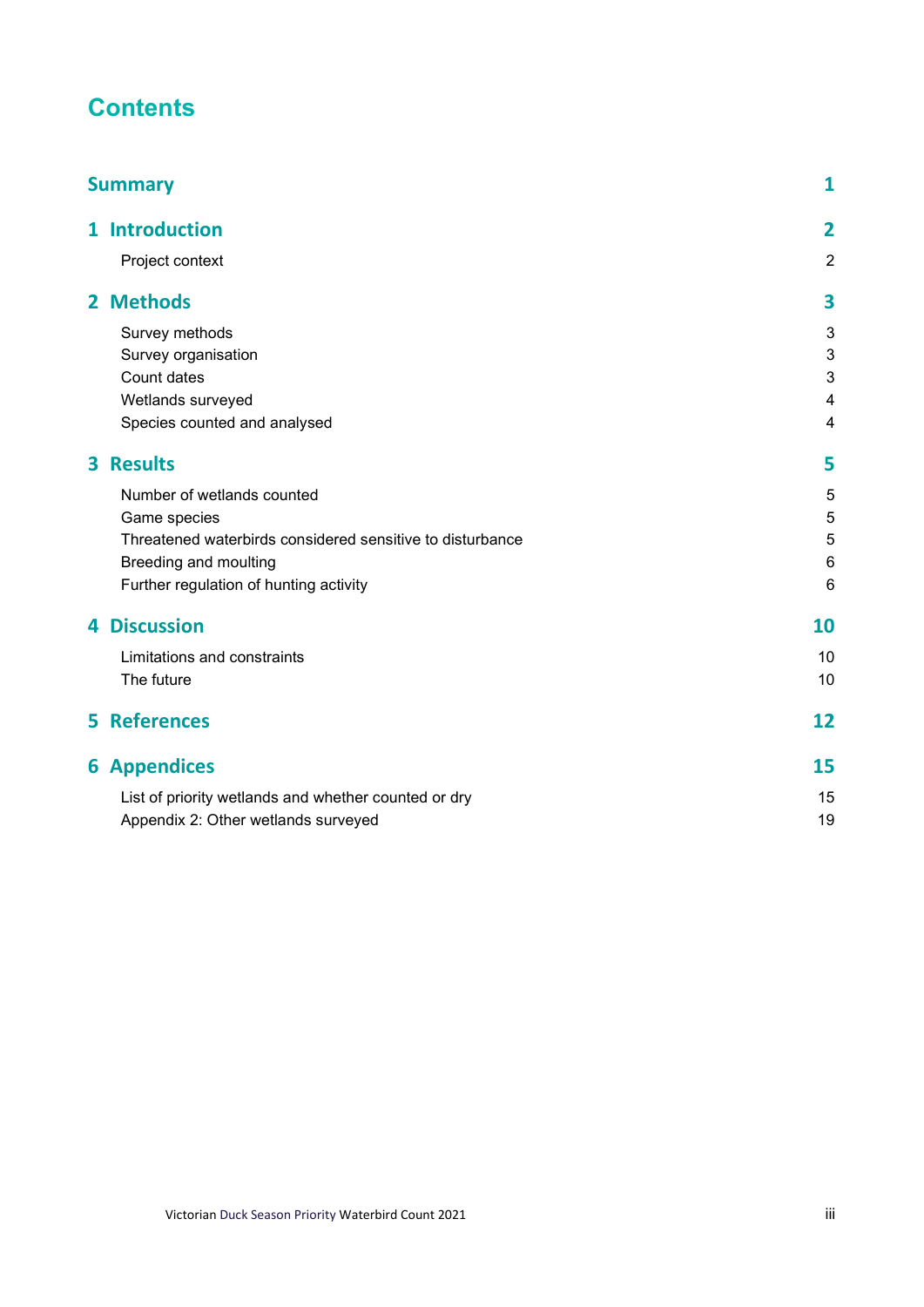# Contents

| | |
|---|---|
| **Summary** | **1** |
| **1 Introduction** | **2** |
| Project context | 2 |
| **2 Methods** | **3** |
| Survey methods | 3 |
| Survey organisation | 3 |
| Count dates | 3 |
| Wetlands surveyed | 4 |
| Species counted and analysed | 4 |
| **3 Results** | **5** |
| Number of wetlands counted | 5 |
| Game species | 5 |
| Threatened waterbirds considered sensitive to disturbance | 5 |
| Breeding and moulting | 6 |
| Further regulation of hunting activity | 6 |
| **4 Discussion** | **10** |
| Limitations and constraints | 10 |
| The future | 10 |
| **5 References** | **12** |
| **6 Appendices** | **15** |
| List of priority wetlands and whether counted or dry | 15 |
| Appendix 2: Other wetlands surveyed | 19 |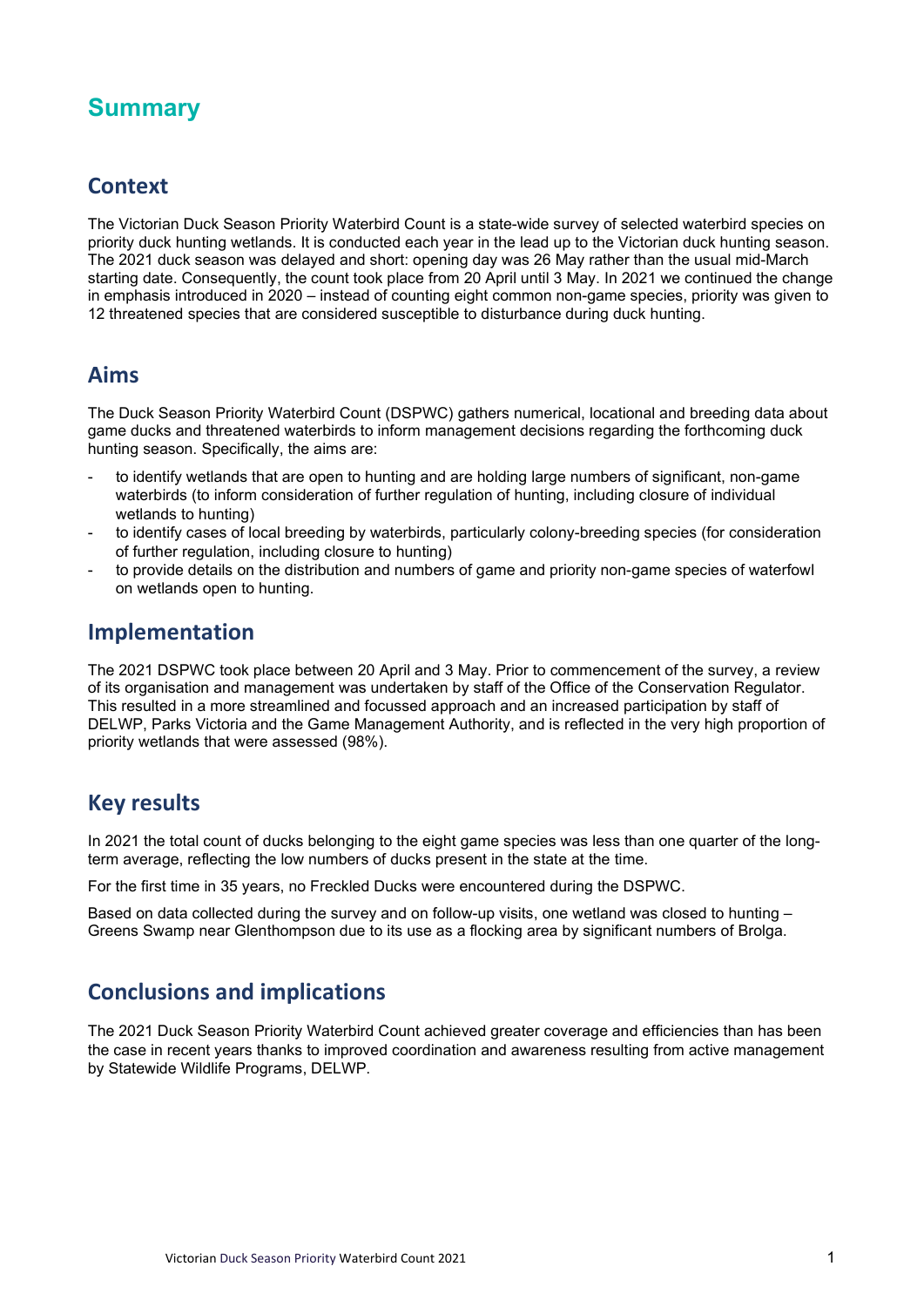# Summary

## Context

The Victorian Duck Season Priority Waterbird Count is a state-wide survey of selected waterbird species on priority duck hunting wetlands. It is conducted each year in the lead up to the Victorian duck hunting season. The 2021 duck season was delayed and short: opening day was 26 May rather than the usual mid-March starting date. Consequently, the count took place from 20 April until 3 May. In 2021 we continued the change in emphasis introduced in 2020 – instead of counting eight common non-game species, priority was given to 12 threatened species that are considered susceptible to disturbance during duck hunting.

## Aims

The Duck Season Priority Waterbird Count (DSPWC) gathers numerical, locational and breeding data about game ducks and threatened waterbirds to inform management decisions regarding the forthcoming duck hunting season. Specifically, the aims are:

- to identify wetlands that are open to hunting and are holding large numbers of significant, non-game waterbirds (to inform consideration of further regulation of hunting, including closure of individual wetlands to hunting)
- to identify cases of local breeding by waterbirds, particularly colony-breeding species (for consideration of further regulation, including closure to hunting)
- to provide details on the distribution and numbers of game and priority non-game species of waterfowl on wetlands open to hunting.

## Implementation

The 2021 DSPWC took place between 20 April and 3 May. Prior to commencement of the survey, a review of its organisation and management was undertaken by staff of the Office of the Conservation Regulator. This resulted in a more streamlined and focussed approach and an increased participation by staff of DELWP, Parks Victoria and the Game Management Authority, and is reflected in the very high proportion of priority wetlands that were assessed (98%).

## Key results

In 2021 the total count of ducks belonging to the eight game species was less than one quarter of the long-term average, reflecting the low numbers of ducks present in the state at the time.

For the first time in 35 years, no Freckled Ducks were encountered during the DSPWC.

Based on data collected during the survey and on follow-up visits, one wetland was closed to hunting – Greens Swamp near Glenthompson due to its use as a flocking area by significant numbers of Brolga.

## Conclusions and implications

The 2021 Duck Season Priority Waterbird Count achieved greater coverage and efficiencies than has been the case in recent years thanks to improved coordination and awareness resulting from active management by Statewide Wildlife Programs, DELWP.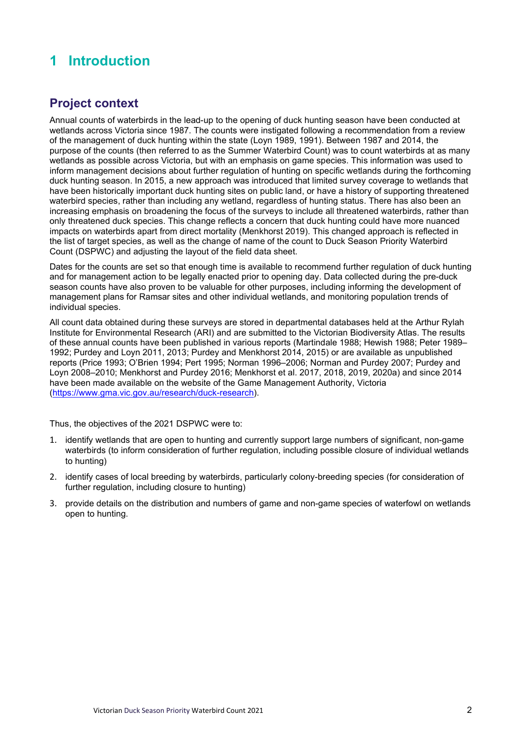# 1 Introduction

## Project context

Annual counts of waterbirds in the lead-up to the opening of duck hunting season have been conducted at wetlands across Victoria since 1987. The counts were instigated following a recommendation from a review of the management of duck hunting within the state (Loyn 1989, 1991). Between 1987 and 2014, the purpose of the counts (then referred to as the Summer Waterbird Count) was to count waterbirds at as many wetlands as possible across Victoria, but with an emphasis on game species. This information was used to inform management decisions about further regulation of hunting on specific wetlands during the forthcoming duck hunting season. In 2015, a new approach was introduced that limited survey coverage to wetlands that have been historically important duck hunting sites on public land, or have a history of supporting threatened waterbird species, rather than including any wetland, regardless of hunting status. There has also been an increasing emphasis on broadening the focus of the surveys to include all threatened waterbirds, rather than only threatened duck species. This change reflects a concern that duck hunting could have more nuanced impacts on waterbirds apart from direct mortality (Menkhorst 2019). This changed approach is reflected in the list of target species, as well as the change of name of the count to Duck Season Priority Waterbird Count (DSPWC) and adjusting the layout of the field data sheet.

Dates for the counts are set so that enough time is available to recommend further regulation of duck hunting and for management action to be legally enacted prior to opening day. Data collected during the pre-duck season counts have also proven to be valuable for other purposes, including informing the development of management plans for Ramsar sites and other individual wetlands, and monitoring population trends of individual species.

All count data obtained during these surveys are stored in departmental databases held at the Arthur Rylah Institute for Environmental Research (ARI) and are submitted to the Victorian Biodiversity Atlas. The results of these annual counts have been published in various reports (Martindale 1988; Hewish 1988; Peter 1989–1992; Purdey and Loyn 2011, 2013; Purdey and Menkhorst 2014, 2015) or are available as unpublished reports (Price 1993; O'Brien 1994; Pert 1995; Norman 1996–2006; Norman and Purdey 2007; Purdey and Loyn 2008–2010; Menkhorst and Purdey 2016; Menkhorst et al. 2017, 2018, 2019, 2020a) and since 2014 have been made available on the website of the Game Management Authority, Victoria (https://www.gma.vic.gov.au/research/duck-research).

Thus, the objectives of the 2021 DSPWC were to:

1. identify wetlands that are open to hunting and currently support large numbers of significant, non-game waterbirds (to inform consideration of further regulation, including possible closure of individual wetlands to hunting)
2. identify cases of local breeding by waterbirds, particularly colony-breeding species (for consideration of further regulation, including closure to hunting)
3. provide details on the distribution and numbers of game and non-game species of waterfowl on wetlands open to hunting.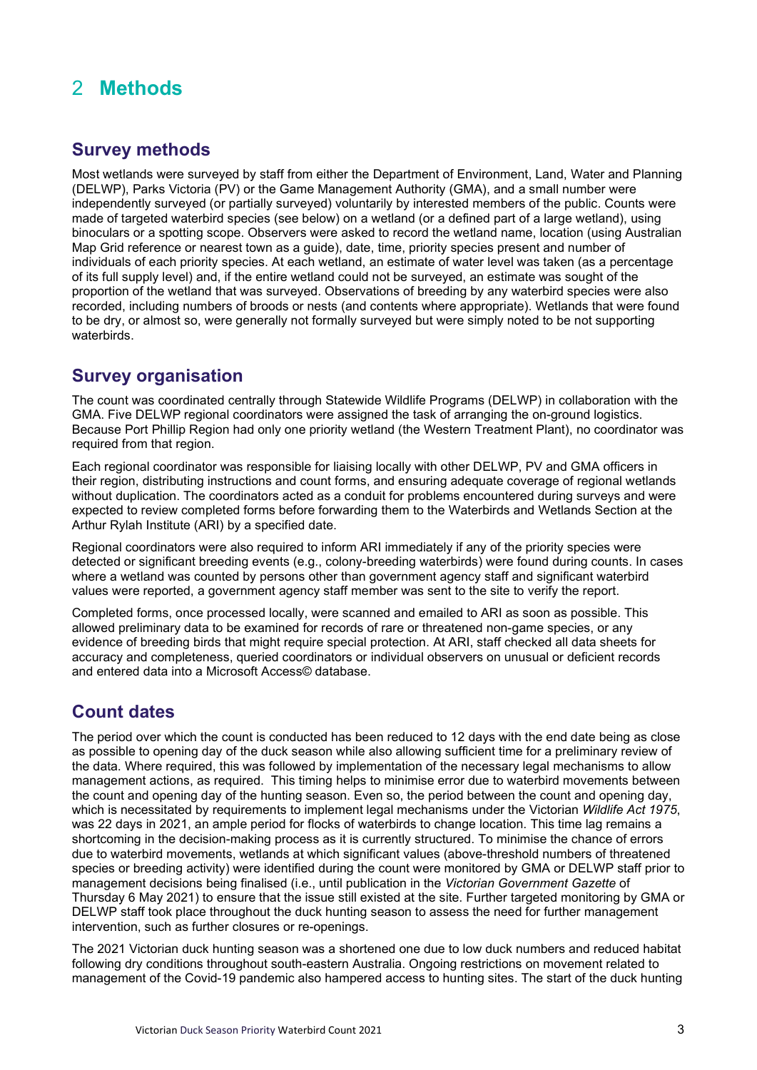# 2 Methods

## Survey methods

Most wetlands were surveyed by staff from either the Department of Environment, Land, Water and Planning (DELWP), Parks Victoria (PV) or the Game Management Authority (GMA), and a small number were independently surveyed (or partially surveyed) voluntarily by interested members of the public. Counts were made of targeted waterbird species (see below) on a wetland (or a defined part of a large wetland), using binoculars or a spotting scope. Observers were asked to record the wetland name, location (using Australian Map Grid reference or nearest town as a guide), date, time, priority species present and number of individuals of each priority species. At each wetland, an estimate of water level was taken (as a percentage of its full supply level) and, if the entire wetland could not be surveyed, an estimate was sought of the proportion of the wetland that was surveyed. Observations of breeding by any waterbird species were also recorded, including numbers of broods or nests (and contents where appropriate). Wetlands that were found to be dry, or almost so, were generally not formally surveyed but were simply noted to be not supporting waterbirds.

## Survey organisation

The count was coordinated centrally through Statewide Wildlife Programs (DELWP) in collaboration with the GMA. Five DELWP regional coordinators were assigned the task of arranging the on-ground logistics. Because Port Phillip Region had only one priority wetland (the Western Treatment Plant), no coordinator was required from that region.

Each regional coordinator was responsible for liaising locally with other DELWP, PV and GMA officers in their region, distributing instructions and count forms, and ensuring adequate coverage of regional wetlands without duplication. The coordinators acted as a conduit for problems encountered during surveys and were expected to review completed forms before forwarding them to the Waterbirds and Wetlands Section at the Arthur Rylah Institute (ARI) by a specified date.

Regional coordinators were also required to inform ARI immediately if any of the priority species were detected or significant breeding events (e.g., colony-breeding waterbirds) were found during counts. In cases where a wetland was counted by persons other than government agency staff and significant waterbird values were reported, a government agency staff member was sent to the site to verify the report.

Completed forms, once processed locally, were scanned and emailed to ARI as soon as possible. This allowed preliminary data to be examined for records of rare or threatened non-game species, or any evidence of breeding birds that might require special protection. At ARI, staff checked all data sheets for accuracy and completeness, queried coordinators or individual observers on unusual or deficient records and entered data into a Microsoft Access© database.

## Count dates

The period over which the count is conducted has been reduced to 12 days with the end date being as close as possible to opening day of the duck season while also allowing sufficient time for a preliminary review of the data. Where required, this was followed by implementation of the necessary legal mechanisms to allow management actions, as required. This timing helps to minimise error due to waterbird movements between the count and opening day of the hunting season. Even so, the period between the count and opening day, which is necessitated by requirements to implement legal mechanisms under the Victorian *Wildlife Act 1975*, was 22 days in 2021, an ample period for flocks of waterbirds to change location. This time lag remains a shortcoming in the decision-making process as it is currently structured. To minimise the chance of errors due to waterbird movements, wetlands at which significant values (above-threshold numbers of threatened species or breeding activity) were identified during the count were monitored by GMA or DELWP staff prior to management decisions being finalised (i.e., until publication in the *Victorian Government Gazette* of Thursday 6 May 2021) to ensure that the issue still existed at the site. Further targeted monitoring by GMA or DELWP staff took place throughout the duck hunting season to assess the need for further management intervention, such as further closures or re-openings.

The 2021 Victorian duck hunting season was a shortened one due to low duck numbers and reduced habitat following dry conditions throughout south-eastern Australia. Ongoing restrictions on movement related to management of the Covid-19 pandemic also hampered access to hunting sites. The start of the duck hunting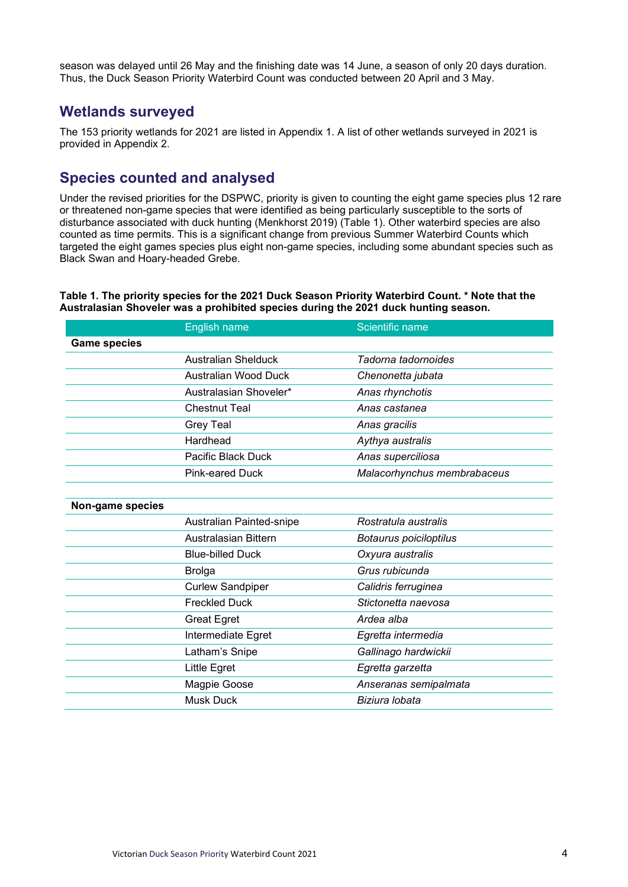season was delayed until 26 May and the finishing date was 14 June, a season of only 20 days duration. Thus, the Duck Season Priority Waterbird Count was conducted between 20 April and 3 May.

## Wetlands surveyed

The 153 priority wetlands for 2021 are listed in Appendix 1. A list of other wetlands surveyed in 2021 is provided in Appendix 2.

## Species counted and analysed

Under the revised priorities for the DSPWC, priority is given to counting the eight game species plus 12 rare or threatened non-game species that were identified as being particularly susceptible to the sorts of disturbance associated with duck hunting (Menkhorst 2019) (Table 1). Other waterbird species are also counted as time permits. This is a significant change from previous Summer Waterbird Counts which targeted the eight games species plus eight non-game species, including some abundant species such as Black Swan and Hoary-headed Grebe.

**Table 1. The priority species for the 2021 Duck Season Priority Waterbird Count. * Note that the Australasian Shoveler was a prohibited species during the 2021 duck hunting season.**

| | English name | Scientific name |
|---|---|---|
| **Game species** | | |
| | Australian Shelduck | *Tadorna tadornoides* |
| | Australian Wood Duck | *Chenonetta jubata* |
| | Australasian Shoveler* | *Anas rhynchotis* |
| | Chestnut Teal | *Anas castanea* |
| | Grey Teal | *Anas gracilis* |
| | Hardhead | *Aythya australis* |
| | Pacific Black Duck | *Anas superciliosa* |
| | Pink-eared Duck | *Malacorhynchus membrabaceus* |
| | | |
| **Non-game species** | | |
| | Australian Painted-snipe | *Rostratula australis* |
| | Australasian Bittern | *Botaurus poiciloptilus* |
| | Blue-billed Duck | *Oxyura australis* |
| | Brolga | *Grus rubicunda* |
| | Curlew Sandpiper | *Calidris ferruginea* |
| | Freckled Duck | *Stictonetta naevosa* |
| | Great Egret | *Ardea alba* |
| | Intermediate Egret | *Egretta intermedia* |
| | Latham's Snipe | *Gallinago hardwickii* |
| | Little Egret | *Egretta garzetta* |
| | Magpie Goose | *Anseranas semipalmata* |
| | Musk Duck | *Biziura lobata* |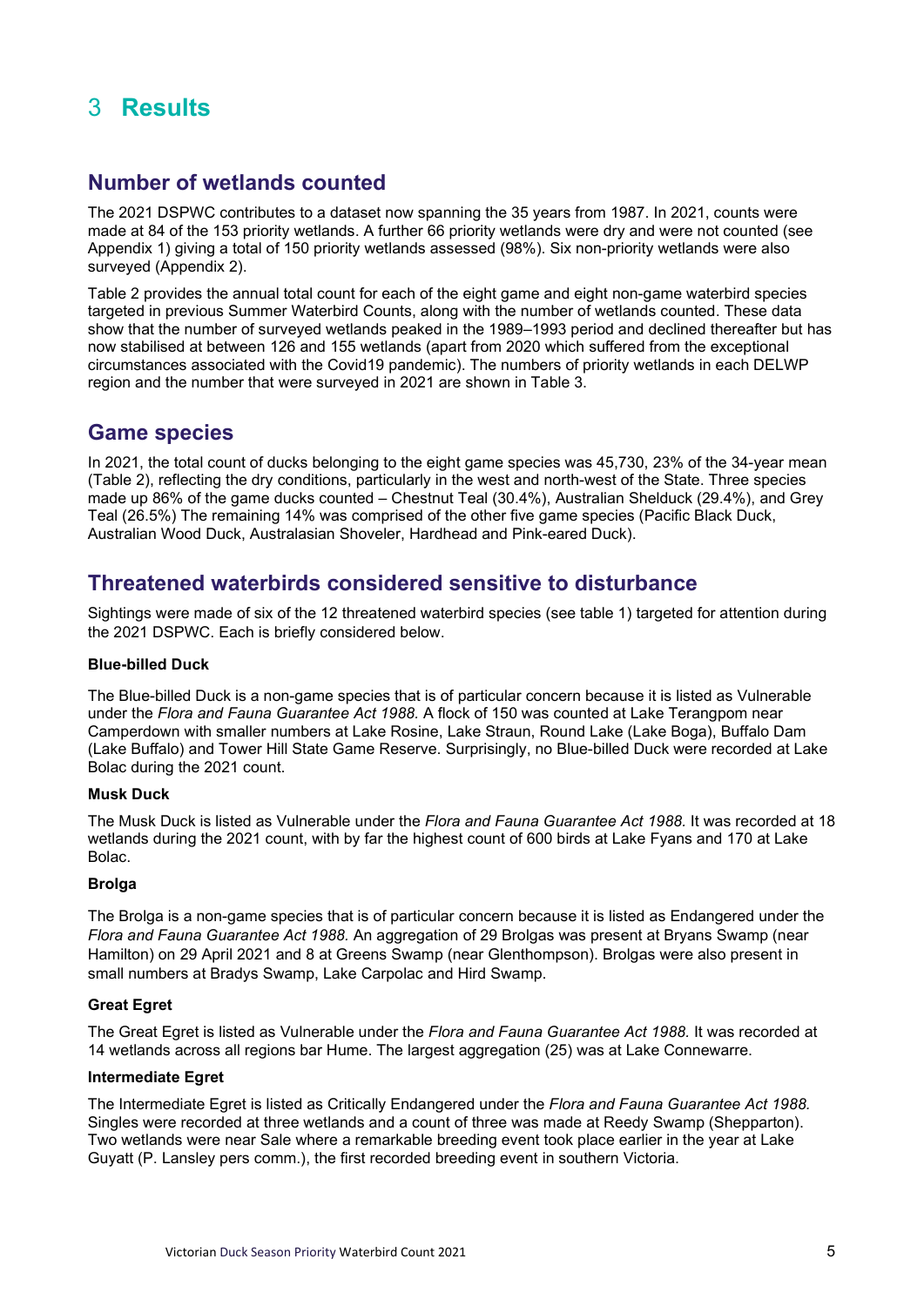# 3 Results

## Number of wetlands counted

The 2021 DSPWC contributes to a dataset now spanning the 35 years from 1987. In 2021, counts were made at 84 of the 153 priority wetlands. A further 66 priority wetlands were dry and were not counted (see Appendix 1) giving a total of 150 priority wetlands assessed (98%). Six non-priority wetlands were also surveyed (Appendix 2).

Table 2 provides the annual total count for each of the eight game and eight non-game waterbird species targeted in previous Summer Waterbird Counts, along with the number of wetlands counted. These data show that the number of surveyed wetlands peaked in the 1989–1993 period and declined thereafter but has now stabilised at between 126 and 155 wetlands (apart from 2020 which suffered from the exceptional circumstances associated with the Covid19 pandemic). The numbers of priority wetlands in each DELWP region and the number that were surveyed in 2021 are shown in Table 3.

## Game species

In 2021, the total count of ducks belonging to the eight game species was 45,730, 23% of the 34-year mean (Table 2), reflecting the dry conditions, particularly in the west and north-west of the State. Three species made up 86% of the game ducks counted – Chestnut Teal (30.4%), Australian Shelduck (29.4%), and Grey Teal (26.5%) The remaining 14% was comprised of the other five game species (Pacific Black Duck, Australian Wood Duck, Australasian Shoveler, Hardhead and Pink-eared Duck).

## Threatened waterbirds considered sensitive to disturbance

Sightings were made of six of the 12 threatened waterbird species (see table 1) targeted for attention during the 2021 DSPWC. Each is briefly considered below.

### Blue-billed Duck

The Blue-billed Duck is a non-game species that is of particular concern because it is listed as Vulnerable under the *Flora and Fauna Guarantee Act 1988.* A flock of 150 was counted at Lake Terangpom near Camperdown with smaller numbers at Lake Rosine, Lake Straun, Round Lake (Lake Boga), Buffalo Dam (Lake Buffalo) and Tower Hill State Game Reserve. Surprisingly, no Blue-billed Duck were recorded at Lake Bolac during the 2021 count.

### Musk Duck

The Musk Duck is listed as Vulnerable under the *Flora and Fauna Guarantee Act 1988.* It was recorded at 18 wetlands during the 2021 count, with by far the highest count of 600 birds at Lake Fyans and 170 at Lake Bolac.

### Brolga

The Brolga is a non-game species that is of particular concern because it is listed as Endangered under the *Flora and Fauna Guarantee Act 1988.* An aggregation of 29 Brolgas was present at Bryans Swamp (near Hamilton) on 29 April 2021 and 8 at Greens Swamp (near Glenthompson). Brolgas were also present in small numbers at Bradys Swamp, Lake Carpolac and Hird Swamp.

### Great Egret

The Great Egret is listed as Vulnerable under the *Flora and Fauna Guarantee Act 1988.* It was recorded at 14 wetlands across all regions bar Hume. The largest aggregation (25) was at Lake Connewarre.

### Intermediate Egret

The Intermediate Egret is listed as Critically Endangered under the *Flora and Fauna Guarantee Act 1988.* Singles were recorded at three wetlands and a count of three was made at Reedy Swamp (Shepparton). Two wetlands were near Sale where a remarkable breeding event took place earlier in the year at Lake Guyatt (P. Lansley pers comm.), the first recorded breeding event in southern Victoria.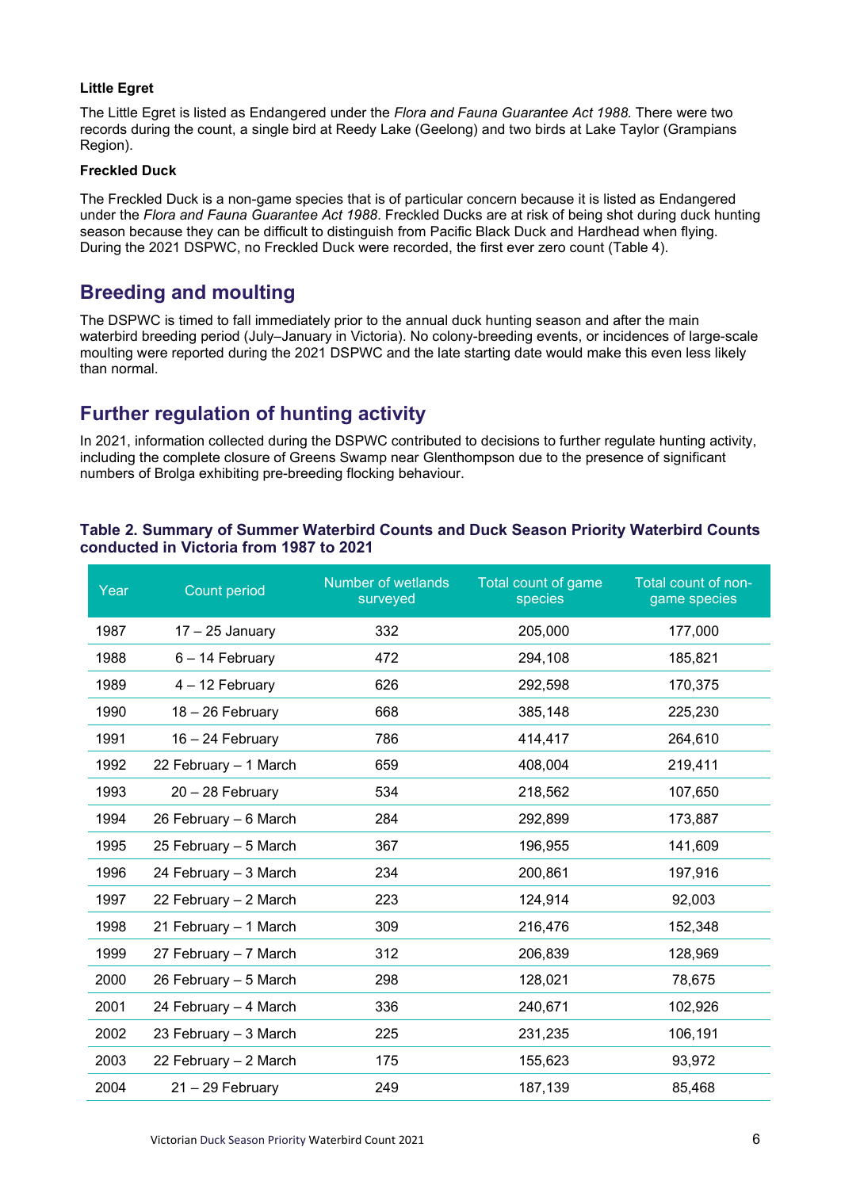### Little Egret

The Little Egret is listed as Endangered under the *Flora and Fauna Guarantee Act 1988.* There were two records during the count, a single bird at Reedy Lake (Geelong) and two birds at Lake Taylor (Grampians Region).

### Freckled Duck

The Freckled Duck is a non-game species that is of particular concern because it is listed as Endangered under the *Flora and Fauna Guarantee Act 1988*. Freckled Ducks are at risk of being shot during duck hunting season because they can be difficult to distinguish from Pacific Black Duck and Hardhead when flying. During the 2021 DSPWC, no Freckled Duck were recorded, the first ever zero count (Table 4).

## Breeding and moulting

The DSPWC is timed to fall immediately prior to the annual duck hunting season and after the main waterbird breeding period (July–January in Victoria). No colony-breeding events, or incidences of large-scale moulting were reported during the 2021 DSPWC and the late starting date would make this even less likely than normal.

## Further regulation of hunting activity

In 2021, information collected during the DSPWC contributed to decisions to further regulate hunting activity, including the complete closure of Greens Swamp near Glenthompson due to the presence of significant numbers of Brolga exhibiting pre-breeding flocking behaviour.

**Table 2. Summary of Summer Waterbird Counts and Duck Season Priority Waterbird Counts conducted in Victoria from 1987 to 2021**

| Year | Count period | Number of wetlands surveyed | Total count of game species | Total count of non-game species |
|---|---|---|---|---|
| 1987 | 17 – 25 January | 332 | 205,000 | 177,000 |
| 1988 | 6 – 14 February | 472 | 294,108 | 185,821 |
| 1989 | 4 – 12 February | 626 | 292,598 | 170,375 |
| 1990 | 18 – 26 February | 668 | 385,148 | 225,230 |
| 1991 | 16 – 24 February | 786 | 414,417 | 264,610 |
| 1992 | 22 February – 1 March | 659 | 408,004 | 219,411 |
| 1993 | 20 – 28 February | 534 | 218,562 | 107,650 |
| 1994 | 26 February – 6 March | 284 | 292,899 | 173,887 |
| 1995 | 25 February – 5 March | 367 | 196,955 | 141,609 |
| 1996 | 24 February – 3 March | 234 | 200,861 | 197,916 |
| 1997 | 22 February – 2 March | 223 | 124,914 | 92,003 |
| 1998 | 21 February – 1 March | 309 | 216,476 | 152,348 |
| 1999 | 27 February – 7 March | 312 | 206,839 | 128,969 |
| 2000 | 26 February – 5 March | 298 | 128,021 | 78,675 |
| 2001 | 24 February – 4 March | 336 | 240,671 | 102,926 |
| 2002 | 23 February – 3 March | 225 | 231,235 | 106,191 |
| 2003 | 22 February – 2 March | 175 | 155,623 | 93,972 |
| 2004 | 21 – 29 February | 249 | 187,139 | 85,468 |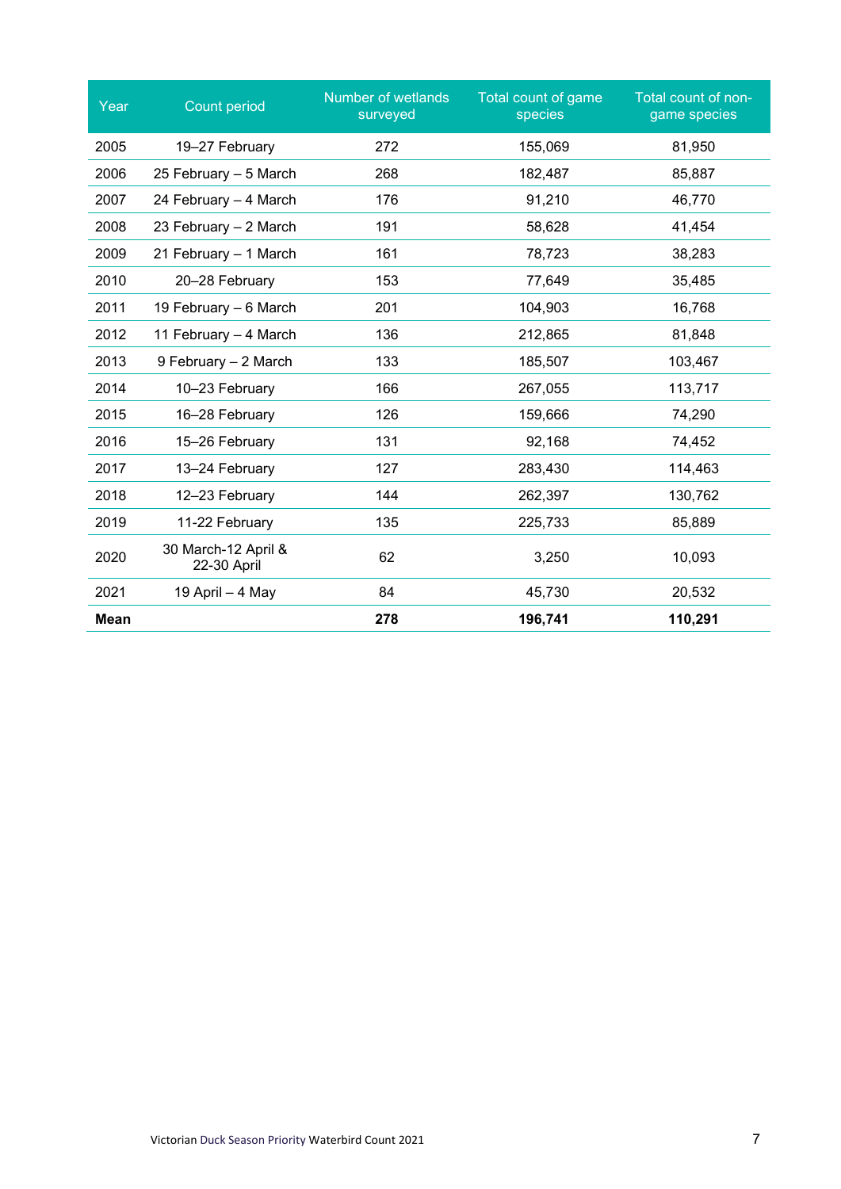| Year | Count period | Number of wetlands surveyed | Total count of game species | Total count of non-game species |
|---|---|---|---|---|
| 2005 | 19–27 February | 272 | 155,069 | 81,950 |
| 2006 | 25 February – 5 March | 268 | 182,487 | 85,887 |
| 2007 | 24 February – 4 March | 176 | 91,210 | 46,770 |
| 2008 | 23 February – 2 March | 191 | 58,628 | 41,454 |
| 2009 | 21 February – 1 March | 161 | 78,723 | 38,283 |
| 2010 | 20–28 February | 153 | 77,649 | 35,485 |
| 2011 | 19 February – 6 March | 201 | 104,903 | 16,768 |
| 2012 | 11 February – 4 March | 136 | 212,865 | 81,848 |
| 2013 | 9 February – 2 March | 133 | 185,507 | 103,467 |
| 2014 | 10–23 February | 166 | 267,055 | 113,717 |
| 2015 | 16–28 February | 126 | 159,666 | 74,290 |
| 2016 | 15–26 February | 131 | 92,168 | 74,452 |
| 2017 | 13–24 February | 127 | 283,430 | 114,463 |
| 2018 | 12–23 February | 144 | 262,397 | 130,762 |
| 2019 | 11-22 February | 135 | 225,733 | 85,889 |
| 2020 | 30 March-12 April & 22-30 April | 62 | 3,250 | 10,093 |
| 2021 | 19 April – 4 May | 84 | 45,730 | 20,532 |
| **Mean** | | **278** | **196,741** | **110,291** |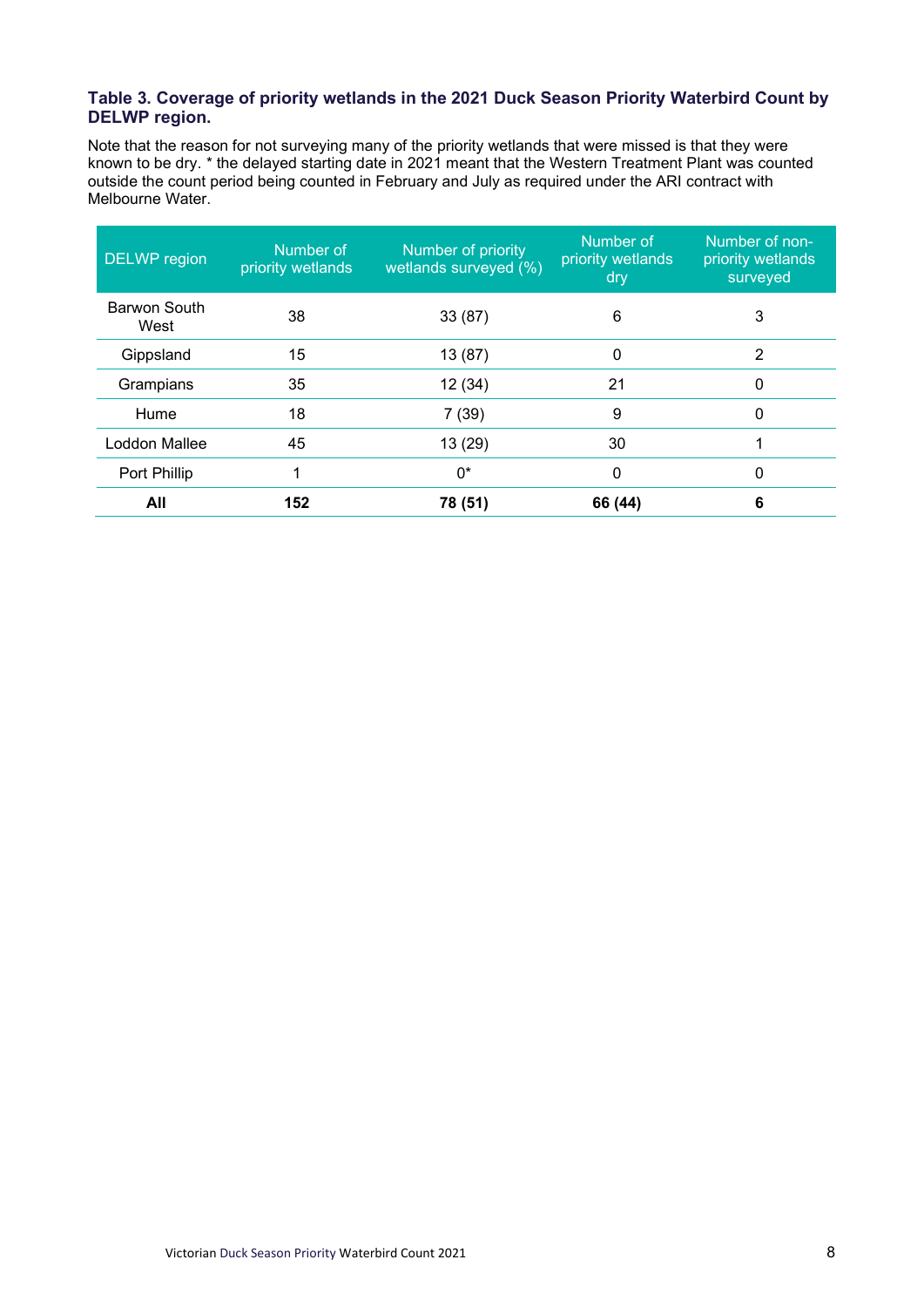**Table 3. Coverage of priority wetlands in the 2021 Duck Season Priority Waterbird Count by DELWP region.**

Note that the reason for not surveying many of the priority wetlands that were missed is that they were known to be dry. * the delayed starting date in 2021 meant that the Western Treatment Plant was counted outside the count period being counted in February and July as required under the ARI contract with Melbourne Water.

| DELWP region | Number of priority wetlands | Number of priority wetlands surveyed (%) | Number of priority wetlands dry | Number of non-priority wetlands surveyed |
|---|---|---|---|---|
| Barwon South West | 38 | 33 (87) | 6 | 3 |
| Gippsland | 15 | 13 (87) | 0 | 2 |
| Grampians | 35 | 12 (34) | 21 | 0 |
| Hume | 18 | 7 (39) | 9 | 0 |
| Loddon Mallee | 45 | 13 (29) | 30 | 1 |
| Port Phillip | 1 | 0* | 0 | 0 |
| **All** | **152** | **78 (51)** | **66 (44)** | **6** |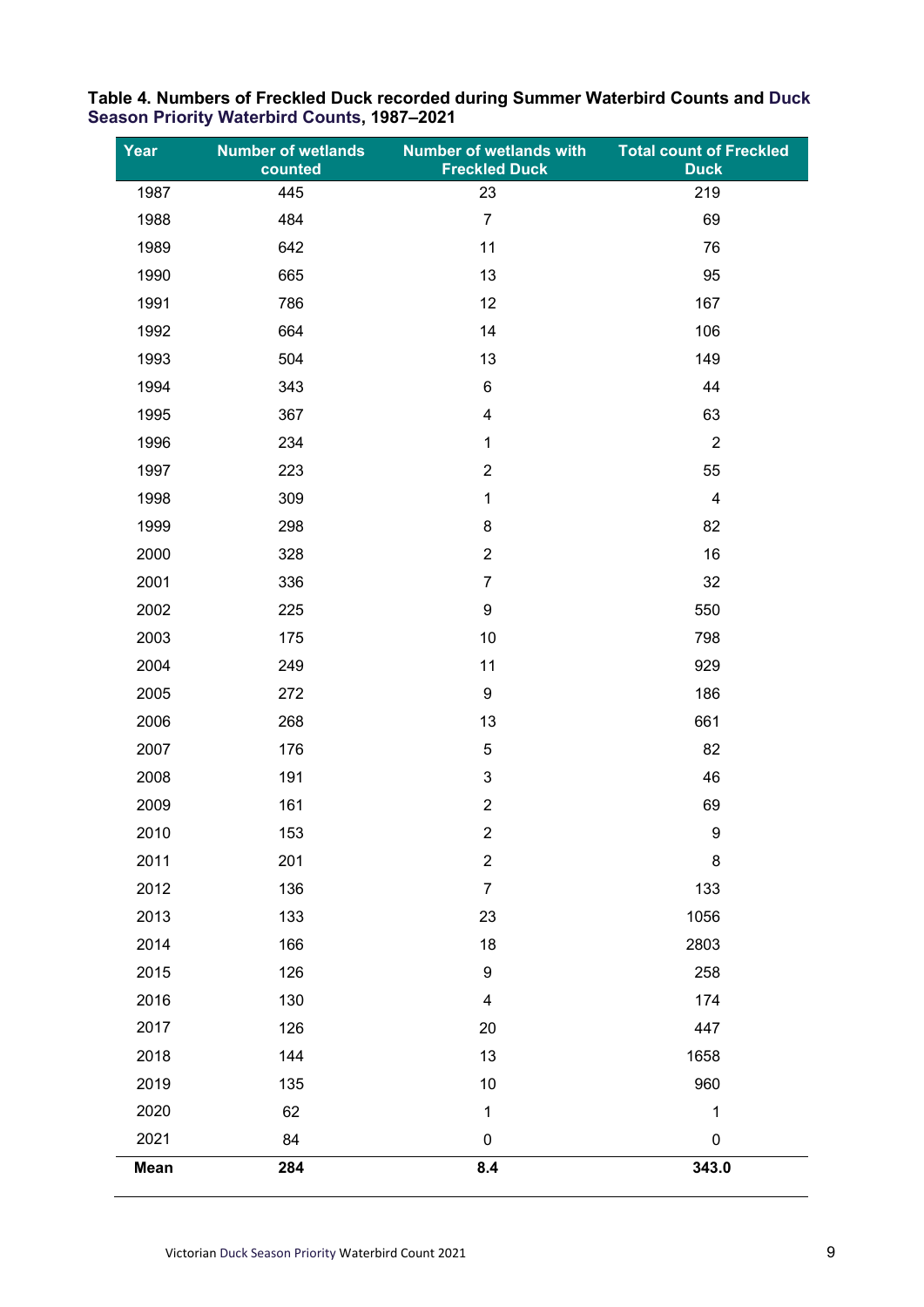**Table 4. Numbers of Freckled Duck recorded during Summer Waterbird Counts and Duck Season Priority Waterbird Counts, 1987–2021**

| Year | Number of wetlands counted | Number of wetlands with Freckled Duck | Total count of Freckled Duck |
|---|---|---|---|
| 1987 | 445 | 23 | 219 |
| 1988 | 484 | 7 | 69 |
| 1989 | 642 | 11 | 76 |
| 1990 | 665 | 13 | 95 |
| 1991 | 786 | 12 | 167 |
| 1992 | 664 | 14 | 106 |
| 1993 | 504 | 13 | 149 |
| 1994 | 343 | 6 | 44 |
| 1995 | 367 | 4 | 63 |
| 1996 | 234 | 1 | 2 |
| 1997 | 223 | 2 | 55 |
| 1998 | 309 | 1 | 4 |
| 1999 | 298 | 8 | 82 |
| 2000 | 328 | 2 | 16 |
| 2001 | 336 | 7 | 32 |
| 2002 | 225 | 9 | 550 |
| 2003 | 175 | 10 | 798 |
| 2004 | 249 | 11 | 929 |
| 2005 | 272 | 9 | 186 |
| 2006 | 268 | 13 | 661 |
| 2007 | 176 | 5 | 82 |
| 2008 | 191 | 3 | 46 |
| 2009 | 161 | 2 | 69 |
| 2010 | 153 | 2 | 9 |
| 2011 | 201 | 2 | 8 |
| 2012 | 136 | 7 | 133 |
| 2013 | 133 | 23 | 1056 |
| 2014 | 166 | 18 | 2803 |
| 2015 | 126 | 9 | 258 |
| 2016 | 130 | 4 | 174 |
| 2017 | 126 | 20 | 447 |
| 2018 | 144 | 13 | 1658 |
| 2019 | 135 | 10 | 960 |
| 2020 | 62 | 1 | 1 |
| 2021 | 84 | 0 | 0 |
| **Mean** | **284** | **8.4** | **343.0** |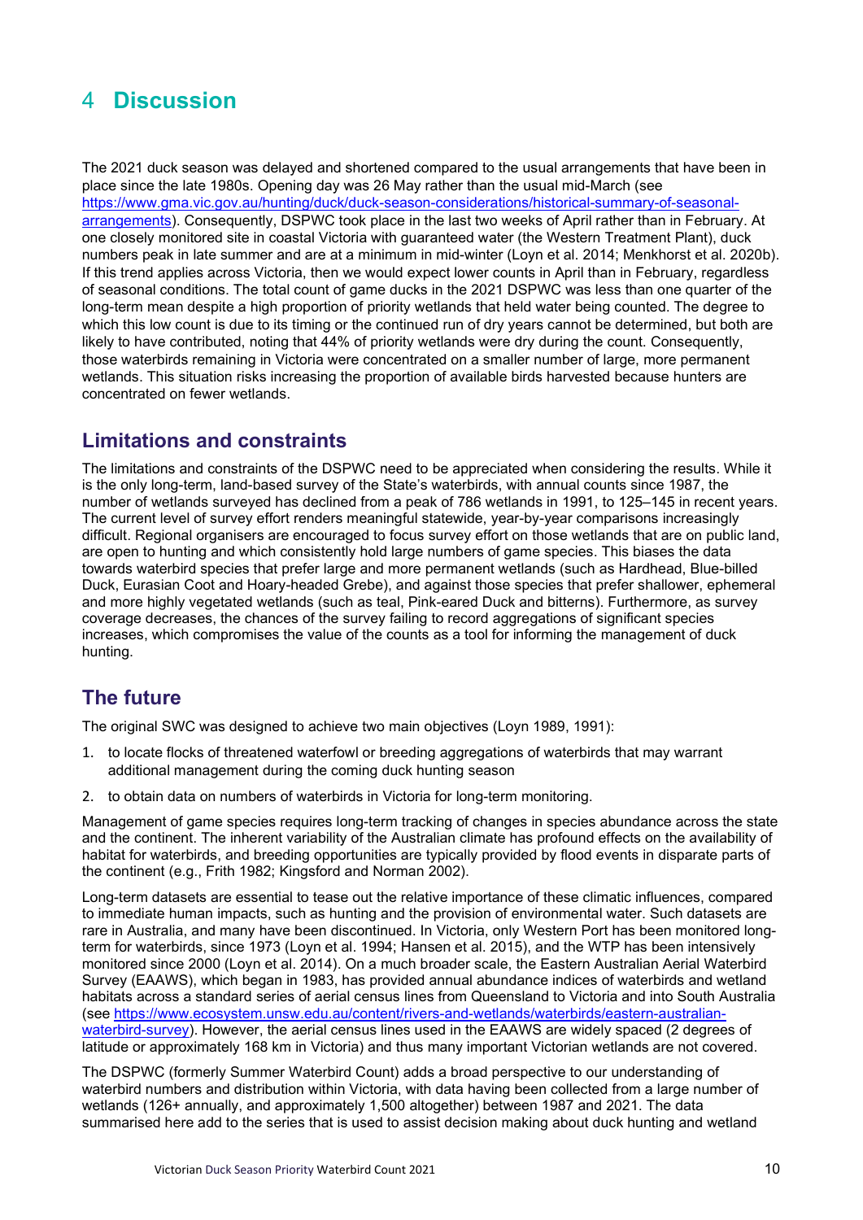# 4 Discussion

The 2021 duck season was delayed and shortened compared to the usual arrangements that have been in place since the late 1980s. Opening day was 26 May rather than the usual mid-March (see [https://www.gma.vic.gov.au/hunting/duck/duck-season-considerations/historical-summary-of-seasonal-arrangements](https://www.gma.vic.gov.au/hunting/duck/duck-season-considerations/historical-summary-of-seasonal-arrangements)). Consequently, DSPWC took place in the last two weeks of April rather than in February. At one closely monitored site in coastal Victoria with guaranteed water (the Western Treatment Plant), duck numbers peak in late summer and are at a minimum in mid-winter (Loyn et al. 2014; Menkhorst et al. 2020b). If this trend applies across Victoria, then we would expect lower counts in April than in February, regardless of seasonal conditions. The total count of game ducks in the 2021 DSPWC was less than one quarter of the long-term mean despite a high proportion of priority wetlands that held water being counted. The degree to which this low count is due to its timing or the continued run of dry years cannot be determined, but both are likely to have contributed, noting that 44% of priority wetlands were dry during the count. Consequently, those waterbirds remaining in Victoria were concentrated on a smaller number of large, more permanent wetlands. This situation risks increasing the proportion of available birds harvested because hunters are concentrated on fewer wetlands.

## Limitations and constraints

The limitations and constraints of the DSPWC need to be appreciated when considering the results. While it is the only long-term, land-based survey of the State's waterbirds, with annual counts since 1987, the number of wetlands surveyed has declined from a peak of 786 wetlands in 1991, to 125–145 in recent years. The current level of survey effort renders meaningful statewide, year-by-year comparisons increasingly difficult. Regional organisers are encouraged to focus survey effort on those wetlands that are on public land, are open to hunting and which consistently hold large numbers of game species. This biases the data towards waterbird species that prefer large and more permanent wetlands (such as Hardhead, Blue-billed Duck, Eurasian Coot and Hoary-headed Grebe), and against those species that prefer shallower, ephemeral and more highly vegetated wetlands (such as teal, Pink-eared Duck and bitterns). Furthermore, as survey coverage decreases, the chances of the survey failing to record aggregations of significant species increases, which compromises the value of the counts as a tool for informing the management of duck hunting.

## The future

The original SWC was designed to achieve two main objectives (Loyn 1989, 1991):

1. to locate flocks of threatened waterfowl or breeding aggregations of waterbirds that may warrant additional management during the coming duck hunting season
2. to obtain data on numbers of waterbirds in Victoria for long-term monitoring.

Management of game species requires long-term tracking of changes in species abundance across the state and the continent. The inherent variability of the Australian climate has profound effects on the availability of habitat for waterbirds, and breeding opportunities are typically provided by flood events in disparate parts of the continent (e.g., Frith 1982; Kingsford and Norman 2002).

Long-term datasets are essential to tease out the relative importance of these climatic influences, compared to immediate human impacts, such as hunting and the provision of environmental water. Such datasets are rare in Australia, and many have been discontinued. In Victoria, only Western Port has been monitored long-term for waterbirds, since 1973 (Loyn et al. 1994; Hansen et al. 2015), and the WTP has been intensively monitored since 2000 (Loyn et al. 2014). On a much broader scale, the Eastern Australian Aerial Waterbird Survey (EAAWS), which began in 1983, has provided annual abundance indices of waterbirds and wetland habitats across a standard series of aerial census lines from Queensland to Victoria and into South Australia (see [https://www.ecosystem.unsw.edu.au/content/rivers-and-wetlands/waterbirds/eastern-australian-waterbird-survey](https://www.ecosystem.unsw.edu.au/content/rivers-and-wetlands/waterbirds/eastern-australian-waterbird-survey)). However, the aerial census lines used in the EAAWS are widely spaced (2 degrees of latitude or approximately 168 km in Victoria) and thus many important Victorian wetlands are not covered.

The DSPWC (formerly Summer Waterbird Count) adds a broad perspective to our understanding of waterbird numbers and distribution within Victoria, with data having been collected from a large number of wetlands (126+ annually, and approximately 1,500 altogether) between 1987 and 2021. The data summarised here add to the series that is used to assist decision making about duck hunting and wetland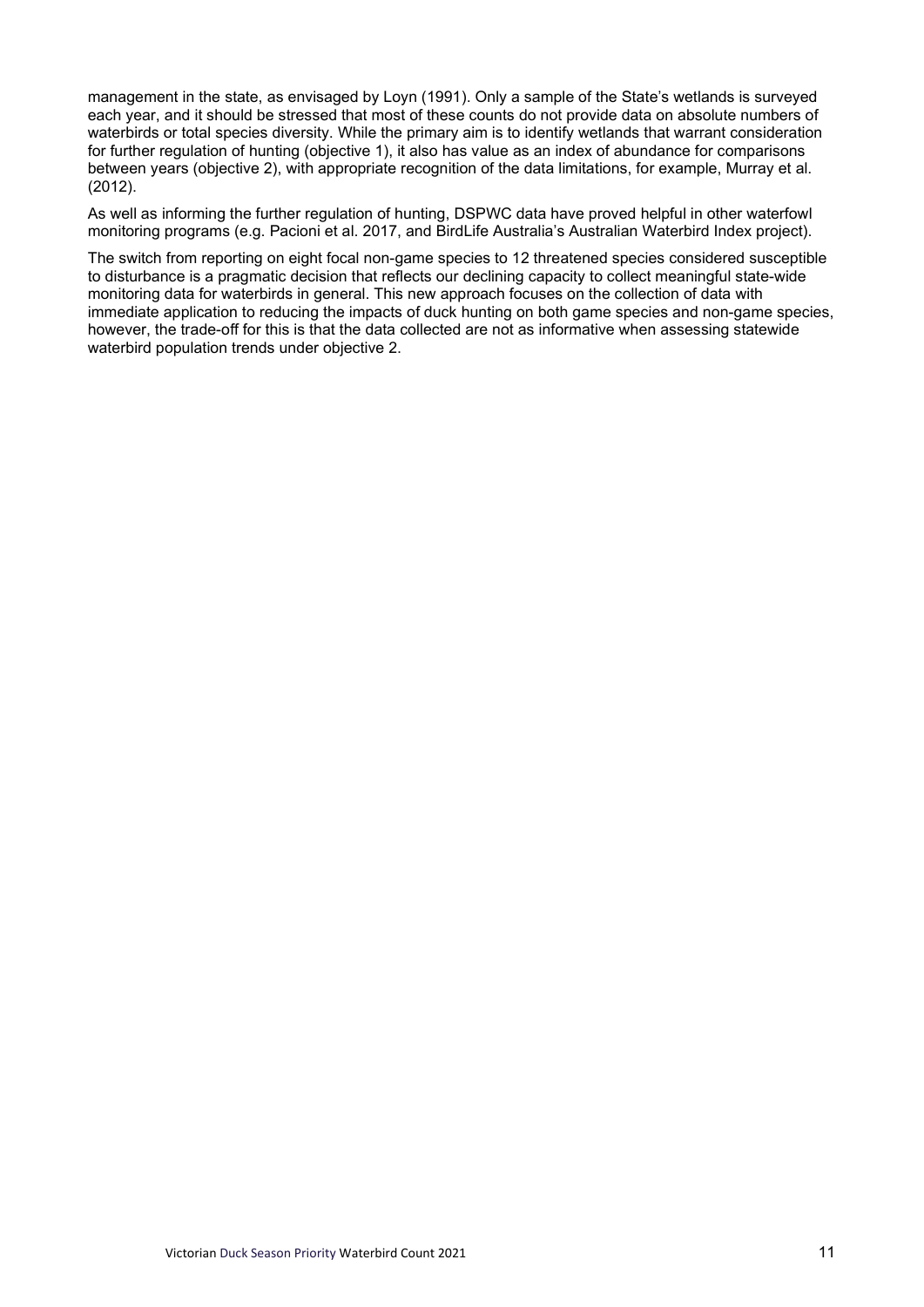management in the state, as envisaged by Loyn (1991). Only a sample of the State's wetlands is surveyed each year, and it should be stressed that most of these counts do not provide data on absolute numbers of waterbirds or total species diversity. While the primary aim is to identify wetlands that warrant consideration for further regulation of hunting (objective 1), it also has value as an index of abundance for comparisons between years (objective 2), with appropriate recognition of the data limitations, for example, Murray et al. (2012).

As well as informing the further regulation of hunting, DSPWC data have proved helpful in other waterfowl monitoring programs (e.g. Pacioni et al. 2017, and BirdLife Australia's Australian Waterbird Index project).

The switch from reporting on eight focal non-game species to 12 threatened species considered susceptible to disturbance is a pragmatic decision that reflects our declining capacity to collect meaningful state-wide monitoring data for waterbirds in general. This new approach focuses on the collection of data with immediate application to reducing the impacts of duck hunting on both game species and non-game species, however, the trade-off for this is that the data collected are not as informative when assessing statewide waterbird population trends under objective 2.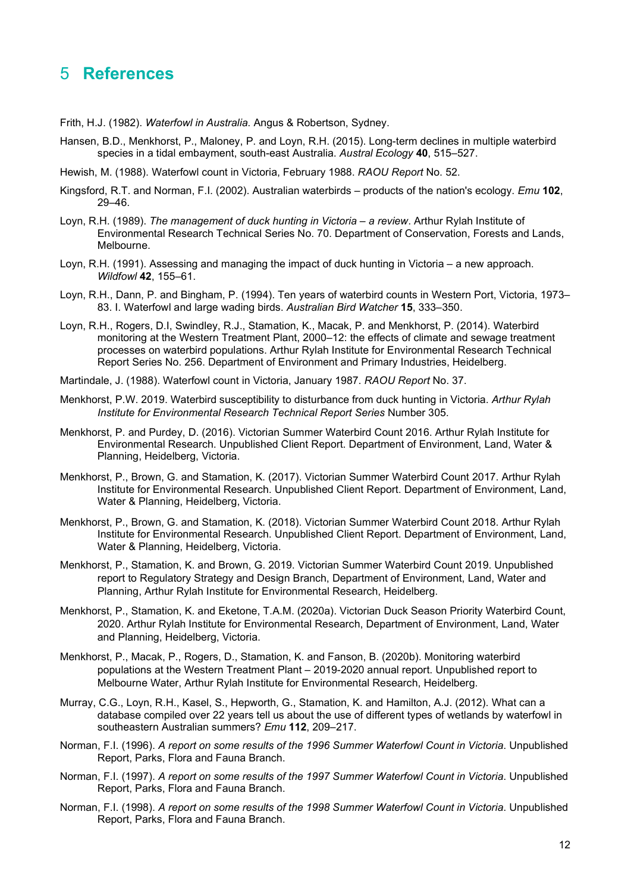# 5 References

Frith, H.J. (1982). *Waterfowl in Australia.* Angus & Robertson, Sydney.

Hansen, B.D., Menkhorst, P., Maloney, P. and Loyn, R.H. (2015). Long-term declines in multiple waterbird species in a tidal embayment, south-east Australia. *Austral Ecology* **40**, 515–527.

Hewish, M. (1988). Waterfowl count in Victoria, February 1988. *RAOU Report* No. 52.

Kingsford, R.T. and Norman, F.I. (2002). Australian waterbirds – products of the nation's ecology. *Emu* **102**, 29–46.

Loyn, R.H. (1989). *The management of duck hunting in Victoria – a review*. Arthur Rylah Institute of Environmental Research Technical Series No. 70. Department of Conservation, Forests and Lands, Melbourne.

Loyn, R.H. (1991). Assessing and managing the impact of duck hunting in Victoria – a new approach. *Wildfowl* **42**, 155–61.

Loyn, R.H., Dann, P. and Bingham, P. (1994). Ten years of waterbird counts in Western Port, Victoria, 1973–83. I. Waterfowl and large wading birds. *Australian Bird Watcher* **15**, 333–350.

Loyn, R.H., Rogers, D.I, Swindley, R.J., Stamation, K., Macak, P. and Menkhorst, P. (2014). Waterbird monitoring at the Western Treatment Plant, 2000–12: the effects of climate and sewage treatment processes on waterbird populations. Arthur Rylah Institute for Environmental Research Technical Report Series No. 256. Department of Environment and Primary Industries, Heidelberg.

Martindale, J. (1988). Waterfowl count in Victoria, January 1987. *RAOU Report* No. 37.

Menkhorst, P.W. 2019. Waterbird susceptibility to disturbance from duck hunting in Victoria. *Arthur Rylah Institute for Environmental Research Technical Report Series* Number 305.

Menkhorst, P. and Purdey, D. (2016). Victorian Summer Waterbird Count 2016. Arthur Rylah Institute for Environmental Research. Unpublished Client Report. Department of Environment, Land, Water & Planning, Heidelberg, Victoria.

Menkhorst, P., Brown, G. and Stamation, K. (2017). Victorian Summer Waterbird Count 2017. Arthur Rylah Institute for Environmental Research. Unpublished Client Report. Department of Environment, Land, Water & Planning, Heidelberg, Victoria.

Menkhorst, P., Brown, G. and Stamation, K. (2018). Victorian Summer Waterbird Count 2018. Arthur Rylah Institute for Environmental Research. Unpublished Client Report. Department of Environment, Land, Water & Planning, Heidelberg, Victoria.

Menkhorst, P., Stamation, K. and Brown, G. 2019. Victorian Summer Waterbird Count 2019. Unpublished report to Regulatory Strategy and Design Branch, Department of Environment, Land, Water and Planning, Arthur Rylah Institute for Environmental Research, Heidelberg.

Menkhorst, P., Stamation, K. and Eketone, T.A.M. (2020a). Victorian Duck Season Priority Waterbird Count, 2020. Arthur Rylah Institute for Environmental Research, Department of Environment, Land, Water and Planning, Heidelberg, Victoria.

Menkhorst, P., Macak, P., Rogers, D., Stamation, K. and Fanson, B. (2020b). Monitoring waterbird populations at the Western Treatment Plant – 2019-2020 annual report. Unpublished report to Melbourne Water, Arthur Rylah Institute for Environmental Research, Heidelberg.

Murray, C.G., Loyn, R.H., Kasel, S., Hepworth, G., Stamation, K. and Hamilton, A.J. (2012). What can a database compiled over 22 years tell us about the use of different types of wetlands by waterfowl in southeastern Australian summers? *Emu* **112**, 209–217.

Norman, F.I. (1996). *A report on some results of the 1996 Summer Waterfowl Count in Victoria*. Unpublished Report, Parks, Flora and Fauna Branch.

Norman, F.I. (1997). *A report on some results of the 1997 Summer Waterfowl Count in Victoria*. Unpublished Report, Parks, Flora and Fauna Branch.

Norman, F.I. (1998). *A report on some results of the 1998 Summer Waterfowl Count in Victoria*. Unpublished Report, Parks, Flora and Fauna Branch.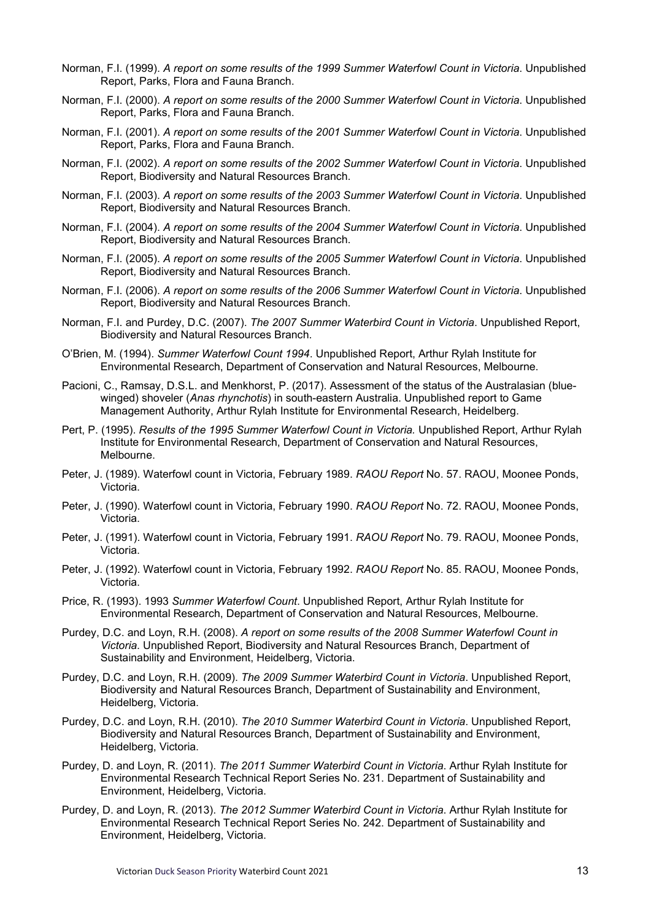Norman, F.I. (1999). *A report on some results of the 1999 Summer Waterfowl Count in Victoria*. Unpublished Report, Parks, Flora and Fauna Branch.

Norman, F.I. (2000). *A report on some results of the 2000 Summer Waterfowl Count in Victoria*. Unpublished Report, Parks, Flora and Fauna Branch.

Norman, F.I. (2001). *A report on some results of the 2001 Summer Waterfowl Count in Victoria*. Unpublished Report, Parks, Flora and Fauna Branch.

Norman, F.I. (2002). *A report on some results of the 2002 Summer Waterfowl Count in Victoria*. Unpublished Report, Biodiversity and Natural Resources Branch.

Norman, F.I. (2003). *A report on some results of the 2003 Summer Waterfowl Count in Victoria*. Unpublished Report, Biodiversity and Natural Resources Branch.

Norman, F.I. (2004). *A report on some results of the 2004 Summer Waterfowl Count in Victoria*. Unpublished Report, Biodiversity and Natural Resources Branch.

Norman, F.I. (2005). *A report on some results of the 2005 Summer Waterfowl Count in Victoria*. Unpublished Report, Biodiversity and Natural Resources Branch.

Norman, F.I. (2006). *A report on some results of the 2006 Summer Waterfowl Count in Victoria*. Unpublished Report, Biodiversity and Natural Resources Branch.

Norman, F.I. and Purdey, D.C. (2007). *The 2007 Summer Waterbird Count in Victoria*. Unpublished Report, Biodiversity and Natural Resources Branch.

O'Brien, M. (1994). *Summer Waterfowl Count 1994*. Unpublished Report, Arthur Rylah Institute for Environmental Research, Department of Conservation and Natural Resources, Melbourne.

Pacioni, C., Ramsay, D.S.L. and Menkhorst, P. (2017). Assessment of the status of the Australasian (blue-winged) shoveler (*Anas rhynchotis*) in south-eastern Australia. Unpublished report to Game Management Authority, Arthur Rylah Institute for Environmental Research, Heidelberg.

Pert, P. (1995). *Results of the 1995 Summer Waterfowl Count in Victoria.* Unpublished Report, Arthur Rylah Institute for Environmental Research, Department of Conservation and Natural Resources, Melbourne.

Peter, J. (1989). Waterfowl count in Victoria, February 1989. *RAOU Report* No. 57. RAOU, Moonee Ponds, Victoria.

Peter, J. (1990). Waterfowl count in Victoria, February 1990. *RAOU Report* No. 72. RAOU, Moonee Ponds, Victoria.

Peter, J. (1991). Waterfowl count in Victoria, February 1991. *RAOU Report* No. 79. RAOU, Moonee Ponds, Victoria.

Peter, J. (1992). Waterfowl count in Victoria, February 1992. *RAOU Report* No. 85. RAOU, Moonee Ponds, Victoria.

Price, R. (1993). 1993 *Summer Waterfowl Count*. Unpublished Report, Arthur Rylah Institute for Environmental Research, Department of Conservation and Natural Resources, Melbourne.

Purdey, D.C. and Loyn, R.H. (2008). *A report on some results of the 2008 Summer Waterfowl Count in Victoria*. Unpublished Report, Biodiversity and Natural Resources Branch, Department of Sustainability and Environment, Heidelberg, Victoria.

Purdey, D.C. and Loyn, R.H. (2009). *The 2009 Summer Waterbird Count in Victoria*. Unpublished Report, Biodiversity and Natural Resources Branch, Department of Sustainability and Environment, Heidelberg, Victoria.

Purdey, D.C. and Loyn, R.H. (2010). *The 2010 Summer Waterbird Count in Victoria*. Unpublished Report, Biodiversity and Natural Resources Branch, Department of Sustainability and Environment, Heidelberg, Victoria.

Purdey, D. and Loyn, R. (2011). *The 2011 Summer Waterbird Count in Victoria*. Arthur Rylah Institute for Environmental Research Technical Report Series No. 231. Department of Sustainability and Environment, Heidelberg, Victoria.

Purdey, D. and Loyn, R. (2013). *The 2012 Summer Waterbird Count in Victoria*. Arthur Rylah Institute for Environmental Research Technical Report Series No. 242. Department of Sustainability and Environment, Heidelberg, Victoria.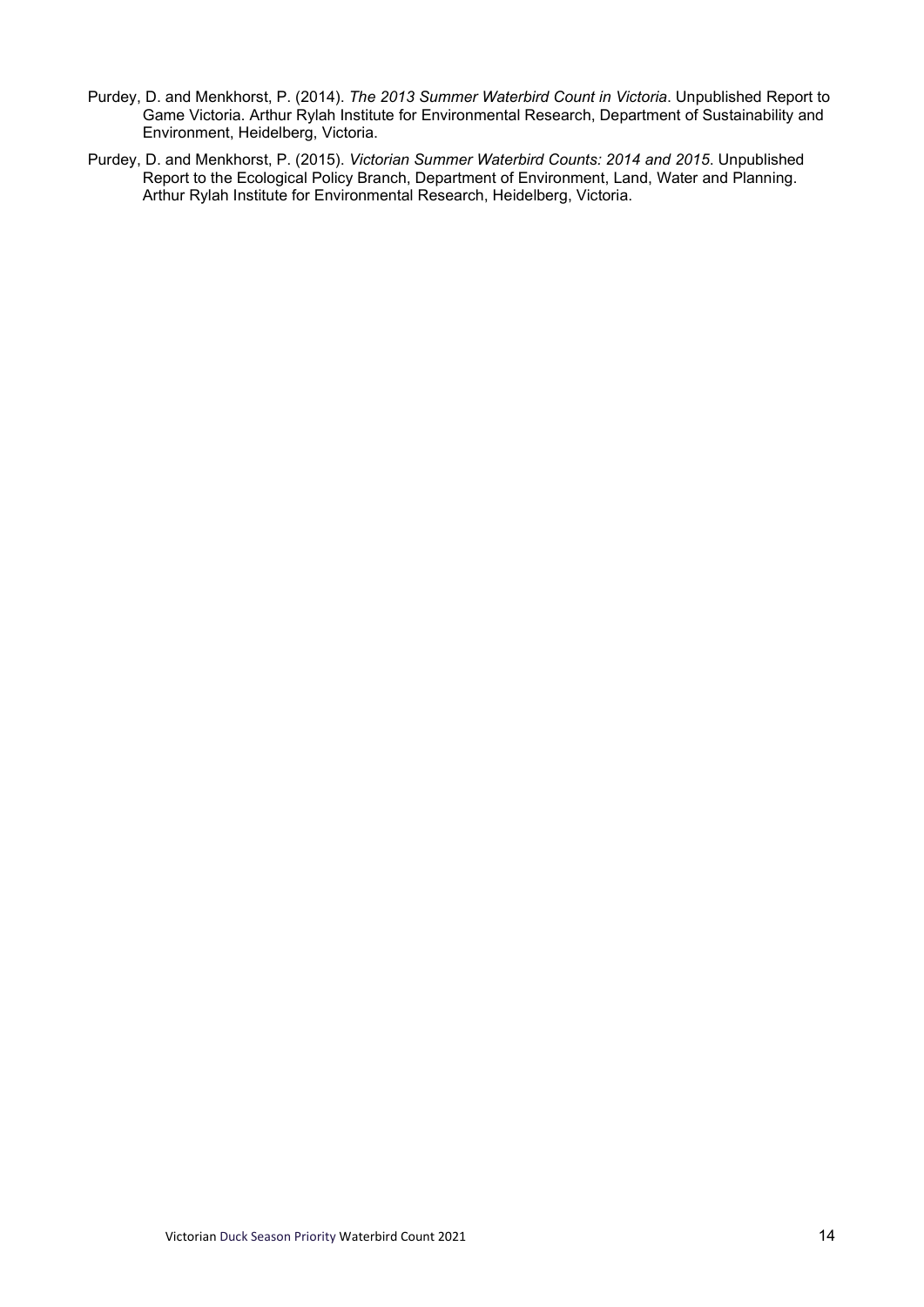Purdey, D. and Menkhorst, P. (2014). *The 2013 Summer Waterbird Count in Victoria*. Unpublished Report to Game Victoria. Arthur Rylah Institute for Environmental Research, Department of Sustainability and Environment, Heidelberg, Victoria.

Purdey, D. and Menkhorst, P. (2015). *Victorian Summer Waterbird Counts: 2014 and 2015*. Unpublished Report to the Ecological Policy Branch, Department of Environment, Land, Water and Planning. Arthur Rylah Institute for Environmental Research, Heidelberg, Victoria.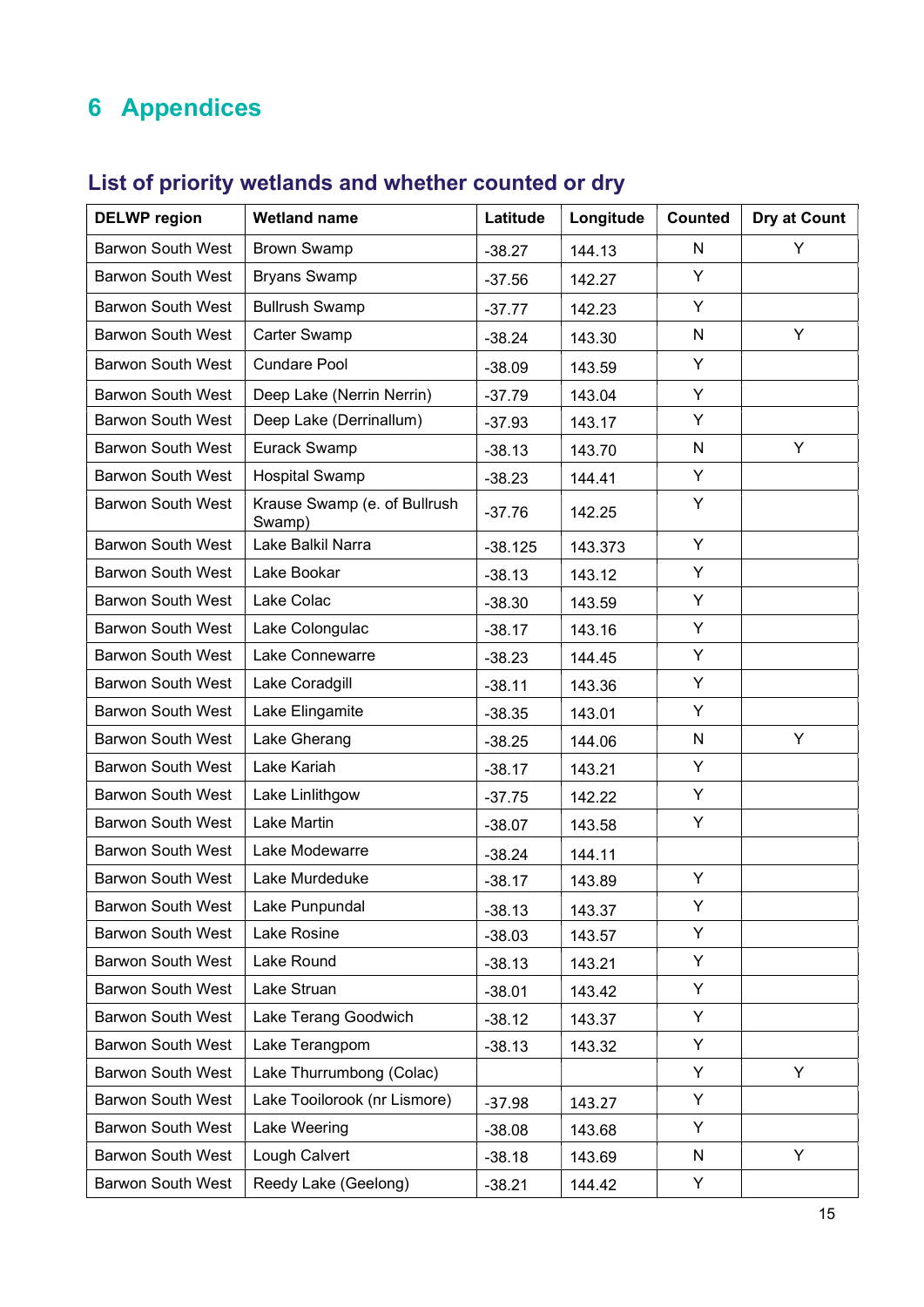# 6 Appendices

## List of priority wetlands and whether counted or dry

| DELWP region | Wetland name | Latitude | Longitude | Counted | Dry at Count |
|---|---|---|---|---|---|
| Barwon South West | Brown Swamp | -38.27 | 144.13 | N | Y |
| Barwon South West | Bryans Swamp | -37.56 | 142.27 | Y | |
| Barwon South West | Bullrush Swamp | -37.77 | 142.23 | Y | |
| Barwon South West | Carter Swamp | -38.24 | 143.30 | N | Y |
| Barwon South West | Cundare Pool | -38.09 | 143.59 | Y | |
| Barwon South West | Deep Lake (Nerrin Nerrin) | -37.79 | 143.04 | Y | |
| Barwon South West | Deep Lake (Derrinallum) | -37.93 | 143.17 | Y | |
| Barwon South West | Eurack Swamp | -38.13 | 143.70 | N | Y |
| Barwon South West | Hospital Swamp | -38.23 | 144.41 | Y | |
| Barwon South West | Krause Swamp (e. of Bullrush Swamp) | -37.76 | 142.25 | Y | |
| Barwon South West | Lake Balkil Narra | -38.125 | 143.373 | Y | |
| Barwon South West | Lake Bookar | -38.13 | 143.12 | Y | |
| Barwon South West | Lake Colac | -38.30 | 143.59 | Y | |
| Barwon South West | Lake Colongulac | -38.17 | 143.16 | Y | |
| Barwon South West | Lake Connewarre | -38.23 | 144.45 | Y | |
| Barwon South West | Lake Coradgill | -38.11 | 143.36 | Y | |
| Barwon South West | Lake Elingamite | -38.35 | 143.01 | Y | |
| Barwon South West | Lake Gherang | -38.25 | 144.06 | N | Y |
| Barwon South West | Lake Kariah | -38.17 | 143.21 | Y | |
| Barwon South West | Lake Linlithgow | -37.75 | 142.22 | Y | |
| Barwon South West | Lake Martin | -38.07 | 143.58 | Y | |
| Barwon South West | Lake Modewarre | -38.24 | 144.11 | | |
| Barwon South West | Lake Murdeduke | -38.17 | 143.89 | Y | |
| Barwon South West | Lake Punpundal | -38.13 | 143.37 | Y | |
| Barwon South West | Lake Rosine | -38.03 | 143.57 | Y | |
| Barwon South West | Lake Round | -38.13 | 143.21 | Y | |
| Barwon South West | Lake Struan | -38.01 | 143.42 | Y | |
| Barwon South West | Lake Terang Goodwich | -38.12 | 143.37 | Y | |
| Barwon South West | Lake Terangpom | -38.13 | 143.32 | Y | |
| Barwon South West | Lake Thurrumbong (Colac) | | | Y | Y |
| Barwon South West | Lake Tooilorook (nr Lismore) | -37.98 | 143.27 | Y | |
| Barwon South West | Lake Weering | -38.08 | 143.68 | Y | |
| Barwon South West | Lough Calvert | -38.18 | 143.69 | N | Y |
| Barwon South West | Reedy Lake (Geelong) | -38.21 | 144.42 | Y | |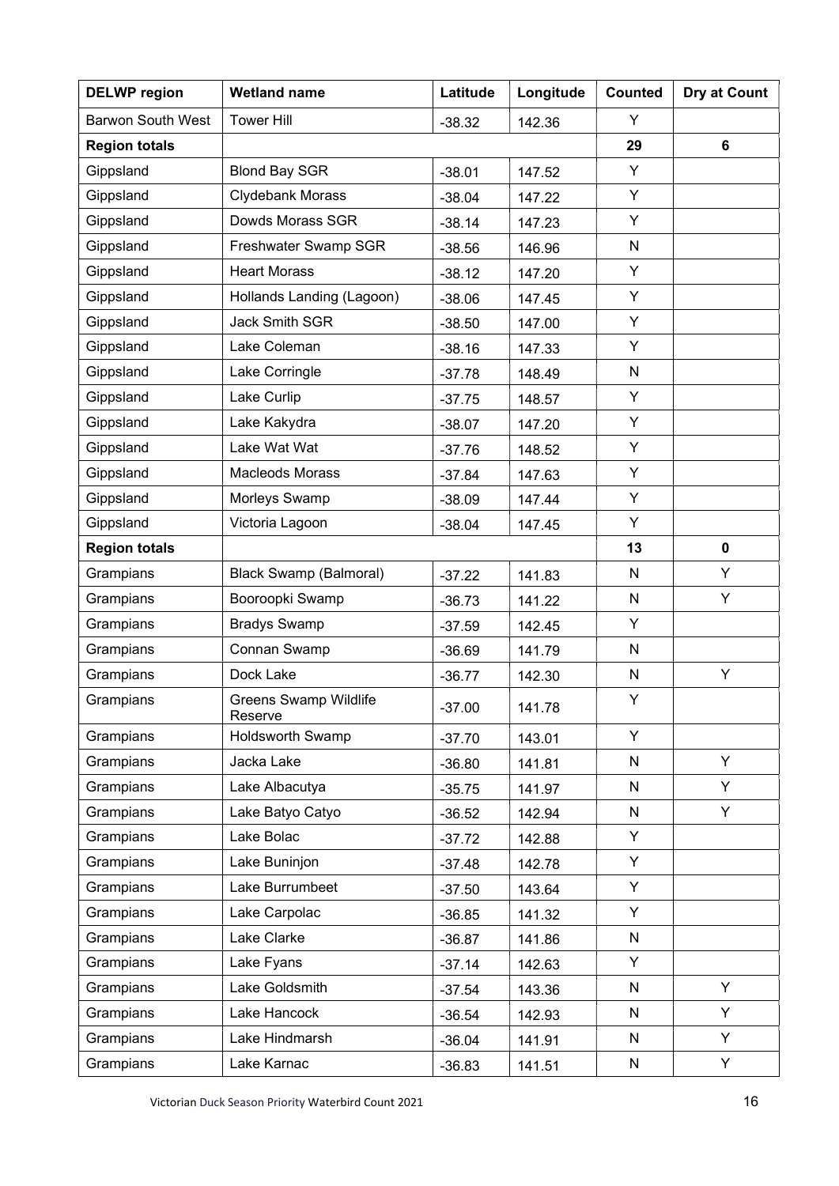| DELWP region | Wetland name | Latitude | Longitude | Counted | Dry at Count |
|---|---|---|---|---|---|
| Barwon South West | Tower Hill | -38.32 | 142.36 | Y | |
| **Region totals** | | | | **29** | **6** |
| Gippsland | Blond Bay SGR | -38.01 | 147.52 | Y | |
| Gippsland | Clydebank Morass | -38.04 | 147.22 | Y | |
| Gippsland | Dowds Morass SGR | -38.14 | 147.23 | Y | |
| Gippsland | Freshwater Swamp SGR | -38.56 | 146.96 | N | |
| Gippsland | Heart Morass | -38.12 | 147.20 | Y | |
| Gippsland | Hollands Landing (Lagoon) | -38.06 | 147.45 | Y | |
| Gippsland | Jack Smith SGR | -38.50 | 147.00 | Y | |
| Gippsland | Lake Coleman | -38.16 | 147.33 | Y | |
| Gippsland | Lake Corringle | -37.78 | 148.49 | N | |
| Gippsland | Lake Curlip | -37.75 | 148.57 | Y | |
| Gippsland | Lake Kakydra | -38.07 | 147.20 | Y | |
| Gippsland | Lake Wat Wat | -37.76 | 148.52 | Y | |
| Gippsland | Macleods Morass | -37.84 | 147.63 | Y | |
| Gippsland | Morleys Swamp | -38.09 | 147.44 | Y | |
| Gippsland | Victoria Lagoon | -38.04 | 147.45 | Y | |
| **Region totals** | | | | **13** | **0** |
| Grampians | Black Swamp (Balmoral) | -37.22 | 141.83 | N | Y |
| Grampians | Booroopki Swamp | -36.73 | 141.22 | N | Y |
| Grampians | Bradys Swamp | -37.59 | 142.45 | Y | |
| Grampians | Connan Swamp | -36.69 | 141.79 | N | |
| Grampians | Dock Lake | -36.77 | 142.30 | N | Y |
| Grampians | Greens Swamp Wildlife Reserve | -37.00 | 141.78 | Y | |
| Grampians | Holdsworth Swamp | -37.70 | 143.01 | Y | |
| Grampians | Jacka Lake | -36.80 | 141.81 | N | Y |
| Grampians | Lake Albacutya | -35.75 | 141.97 | N | Y |
| Grampians | Lake Batyo Catyo | -36.52 | 142.94 | N | Y |
| Grampians | Lake Bolac | -37.72 | 142.88 | Y | |
| Grampians | Lake Buninjon | -37.48 | 142.78 | Y | |
| Grampians | Lake Burrumbeet | -37.50 | 143.64 | Y | |
| Grampians | Lake Carpolac | -36.85 | 141.32 | Y | |
| Grampians | Lake Clarke | -36.87 | 141.86 | N | |
| Grampians | Lake Fyans | -37.14 | 142.63 | Y | |
| Grampians | Lake Goldsmith | -37.54 | 143.36 | N | Y |
| Grampians | Lake Hancock | -36.54 | 142.93 | N | Y |
| Grampians | Lake Hindmarsh | -36.04 | 141.91 | N | Y |
| Grampians | Lake Karnac | -36.83 | 141.51 | N | Y |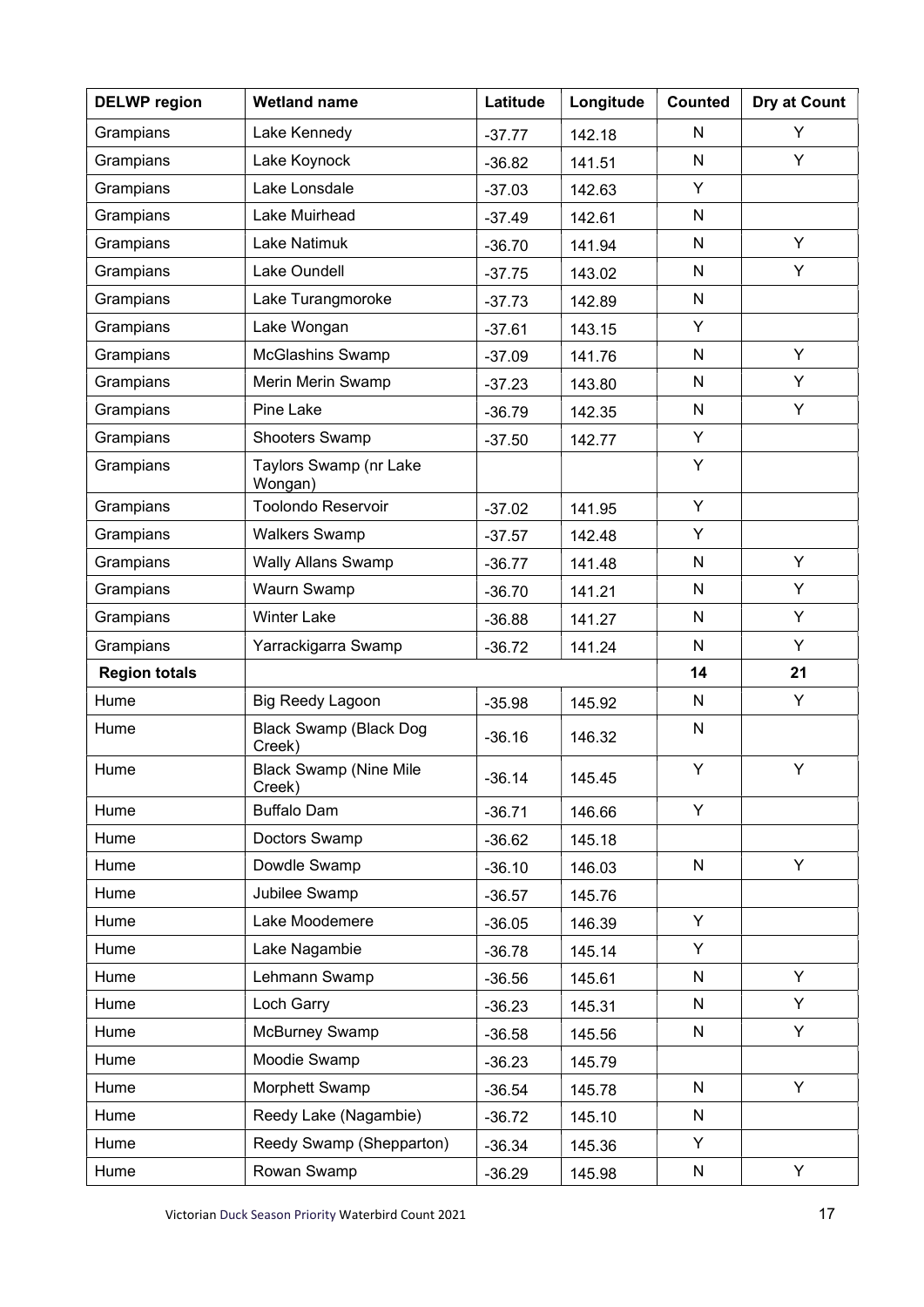| DELWP region | Wetland name | Latitude | Longitude | Counted | Dry at Count |
|---|---|---|---|---|---|
| Grampians | Lake Kennedy | -37.77 | 142.18 | N | Y |
| Grampians | Lake Koynock | -36.82 | 141.51 | N | Y |
| Grampians | Lake Lonsdale | -37.03 | 142.63 | Y | |
| Grampians | Lake Muirhead | -37.49 | 142.61 | N | |
| Grampians | Lake Natimuk | -36.70 | 141.94 | N | Y |
| Grampians | Lake Oundell | -37.75 | 143.02 | N | Y |
| Grampians | Lake Turangmoroke | -37.73 | 142.89 | N | |
| Grampians | Lake Wongan | -37.61 | 143.15 | Y | |
| Grampians | McGlashins Swamp | -37.09 | 141.76 | N | Y |
| Grampians | Merin Merin Swamp | -37.23 | 143.80 | N | Y |
| Grampians | Pine Lake | -36.79 | 142.35 | N | Y |
| Grampians | Shooters Swamp | -37.50 | 142.77 | Y | |
| Grampians | Taylors Swamp (nr Lake Wongan) | | | Y | |
| Grampians | Toolondo Reservoir | -37.02 | 141.95 | Y | |
| Grampians | Walkers Swamp | -37.57 | 142.48 | Y | |
| Grampians | Wally Allans Swamp | -36.77 | 141.48 | N | Y |
| Grampians | Waurn Swamp | -36.70 | 141.21 | N | Y |
| Grampians | Winter Lake | -36.88 | 141.27 | N | Y |
| Grampians | Yarrackigarra Swamp | -36.72 | 141.24 | N | Y |
| **Region totals** | | | | **14** | **21** |
| Hume | Big Reedy Lagoon | -35.98 | 145.92 | N | Y |
| Hume | Black Swamp (Black Dog Creek) | -36.16 | 146.32 | N | |
| Hume | Black Swamp (Nine Mile Creek) | -36.14 | 145.45 | Y | Y |
| Hume | Buffalo Dam | -36.71 | 146.66 | Y | |
| Hume | Doctors Swamp | -36.62 | 145.18 | | |
| Hume | Dowdle Swamp | -36.10 | 146.03 | N | Y |
| Hume | Jubilee Swamp | -36.57 | 145.76 | | |
| Hume | Lake Moodemere | -36.05 | 146.39 | Y | |
| Hume | Lake Nagambie | -36.78 | 145.14 | Y | |
| Hume | Lehmann Swamp | -36.56 | 145.61 | N | Y |
| Hume | Loch Garry | -36.23 | 145.31 | N | Y |
| Hume | McBurney Swamp | -36.58 | 145.56 | N | Y |
| Hume | Moodie Swamp | -36.23 | 145.79 | | |
| Hume | Morphett Swamp | -36.54 | 145.78 | N | Y |
| Hume | Reedy Lake (Nagambie) | -36.72 | 145.10 | N | |
| Hume | Reedy Swamp (Shepparton) | -36.34 | 145.36 | Y | |
| Hume | Rowan Swamp | -36.29 | 145.98 | N | Y |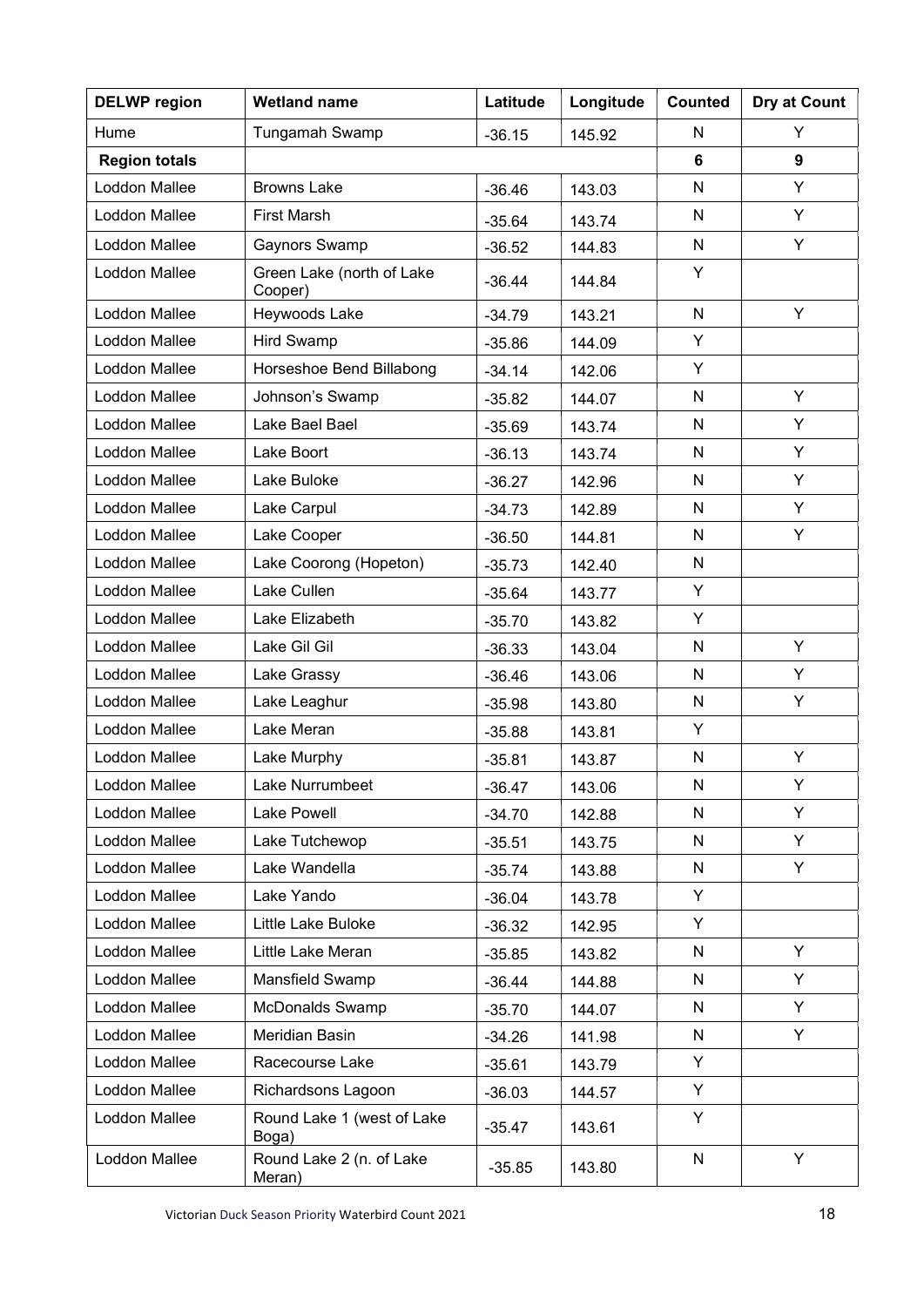| DELWP region | Wetland name | Latitude | Longitude | Counted | Dry at Count |
|---|---|---|---|---|---|
| Hume | Tungamah Swamp | -36.15 | 145.92 | N | Y |
| **Region totals** | | | | **6** | **9** |
| Loddon Mallee | Browns Lake | -36.46 | 143.03 | N | Y |
| Loddon Mallee | First Marsh | -35.64 | 143.74 | N | Y |
| Loddon Mallee | Gaynors Swamp | -36.52 | 144.83 | N | Y |
| Loddon Mallee | Green Lake (north of Lake Cooper) | -36.44 | 144.84 | Y | |
| Loddon Mallee | Heywoods Lake | -34.79 | 143.21 | N | Y |
| Loddon Mallee | Hird Swamp | -35.86 | 144.09 | Y | |
| Loddon Mallee | Horseshoe Bend Billabong | -34.14 | 142.06 | Y | |
| Loddon Mallee | Johnson's Swamp | -35.82 | 144.07 | N | Y |
| Loddon Mallee | Lake Bael Bael | -35.69 | 143.74 | N | Y |
| Loddon Mallee | Lake Boort | -36.13 | 143.74 | N | Y |
| Loddon Mallee | Lake Buloke | -36.27 | 142.96 | N | Y |
| Loddon Mallee | Lake Carpul | -34.73 | 142.89 | N | Y |
| Loddon Mallee | Lake Cooper | -36.50 | 144.81 | N | Y |
| Loddon Mallee | Lake Coorong (Hopeton) | -35.73 | 142.40 | N | |
| Loddon Mallee | Lake Cullen | -35.64 | 143.77 | Y | |
| Loddon Mallee | Lake Elizabeth | -35.70 | 143.82 | Y | |
| Loddon Mallee | Lake Gil Gil | -36.33 | 143.04 | N | Y |
| Loddon Mallee | Lake Grassy | -36.46 | 143.06 | N | Y |
| Loddon Mallee | Lake Leaghur | -35.98 | 143.80 | N | Y |
| Loddon Mallee | Lake Meran | -35.88 | 143.81 | Y | |
| Loddon Mallee | Lake Murphy | -35.81 | 143.87 | N | Y |
| Loddon Mallee | Lake Nurrumbeet | -36.47 | 143.06 | N | Y |
| Loddon Mallee | Lake Powell | -34.70 | 142.88 | N | Y |
| Loddon Mallee | Lake Tutchewop | -35.51 | 143.75 | N | Y |
| Loddon Mallee | Lake Wandella | -35.74 | 143.88 | N | Y |
| Loddon Mallee | Lake Yando | -36.04 | 143.78 | Y | |
| Loddon Mallee | Little Lake Buloke | -36.32 | 142.95 | Y | |
| Loddon Mallee | Little Lake Meran | -35.85 | 143.82 | N | Y |
| Loddon Mallee | Mansfield Swamp | -36.44 | 144.88 | N | Y |
| Loddon Mallee | McDonalds Swamp | -35.70 | 144.07 | N | Y |
| Loddon Mallee | Meridian Basin | -34.26 | 141.98 | N | Y |
| Loddon Mallee | Racecourse Lake | -35.61 | 143.79 | Y | |
| Loddon Mallee | Richardsons Lagoon | -36.03 | 144.57 | Y | |
| Loddon Mallee | Round Lake 1 (west of Lake Boga) | -35.47 | 143.61 | Y | |
| Loddon Mallee | Round Lake 2 (n. of Lake Meran) | -35.85 | 143.80 | N | Y |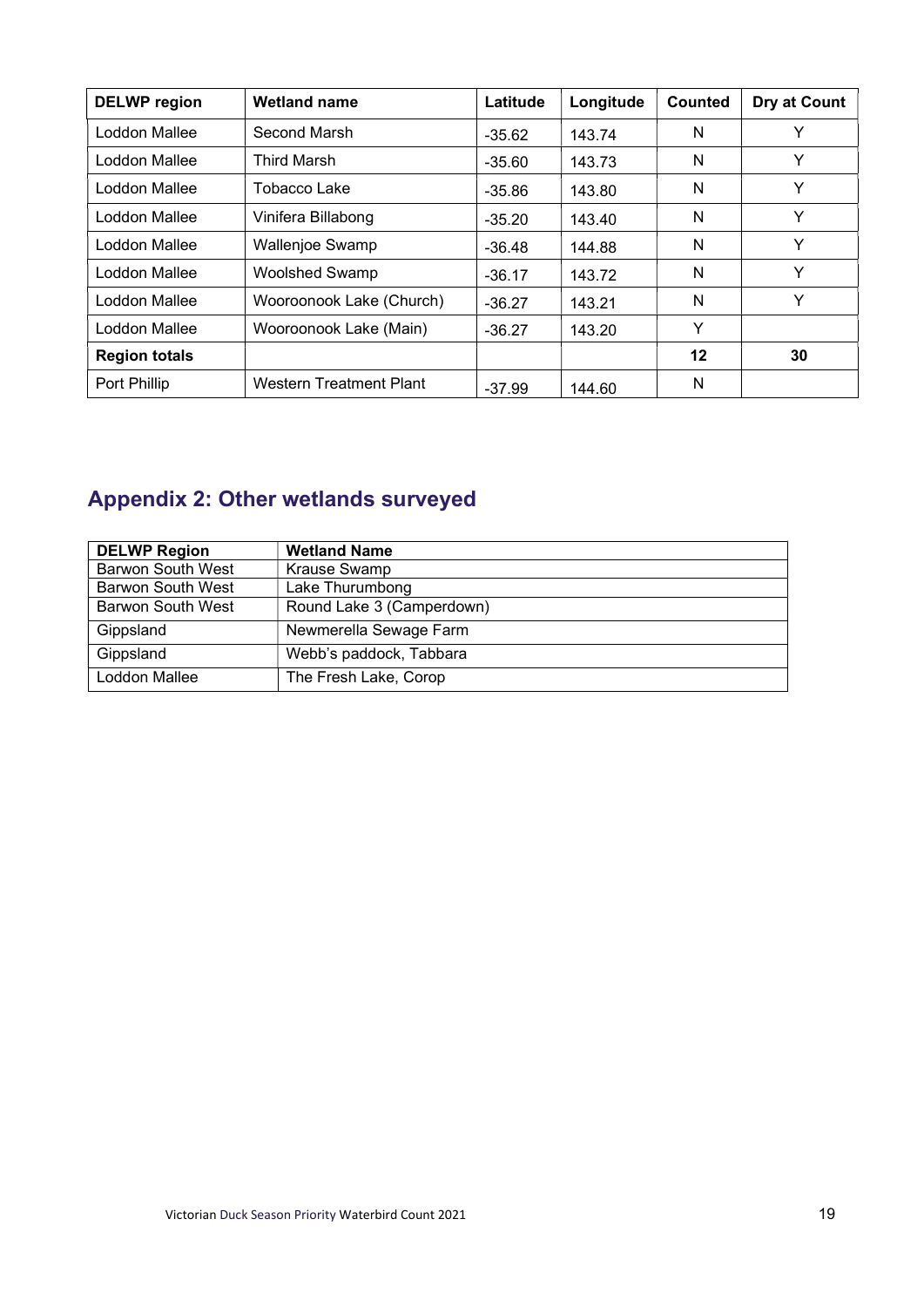| DELWP region | Wetland name | Latitude | Longitude | Counted | Dry at Count |
|---|---|---|---|---|---|
| Loddon Mallee | Second Marsh | -35.62 | 143.74 | N | Y |
| Loddon Mallee | Third Marsh | -35.60 | 143.73 | N | Y |
| Loddon Mallee | Tobacco Lake | -35.86 | 143.80 | N | Y |
| Loddon Mallee | Vinifera Billabong | -35.20 | 143.40 | N | Y |
| Loddon Mallee | Wallenjoe Swamp | -36.48 | 144.88 | N | Y |
| Loddon Mallee | Woolshed Swamp | -36.17 | 143.72 | N | Y |
| Loddon Mallee | Wooroonook Lake (Church) | -36.27 | 143.21 | N | Y |
| Loddon Mallee | Wooroonook Lake (Main) | -36.27 | 143.20 | Y | |
| **Region totals** | | | | **12** | **30** |
| Port Phillip | Western Treatment Plant | -37.99 | 144.60 | N | |

## Appendix 2: Other wetlands surveyed

| DELWP Region | Wetland Name |
|---|---|
| Barwon South West | Krause Swamp |
| Barwon South West | Lake Thurumbong |
| Barwon South West | Round Lake 3 (Camperdown) |
| Gippsland | Newmerella Sewage Farm |
| Gippsland | Webb's paddock, Tabbara |
| Loddon Mallee | The Fresh Lake, Corop |